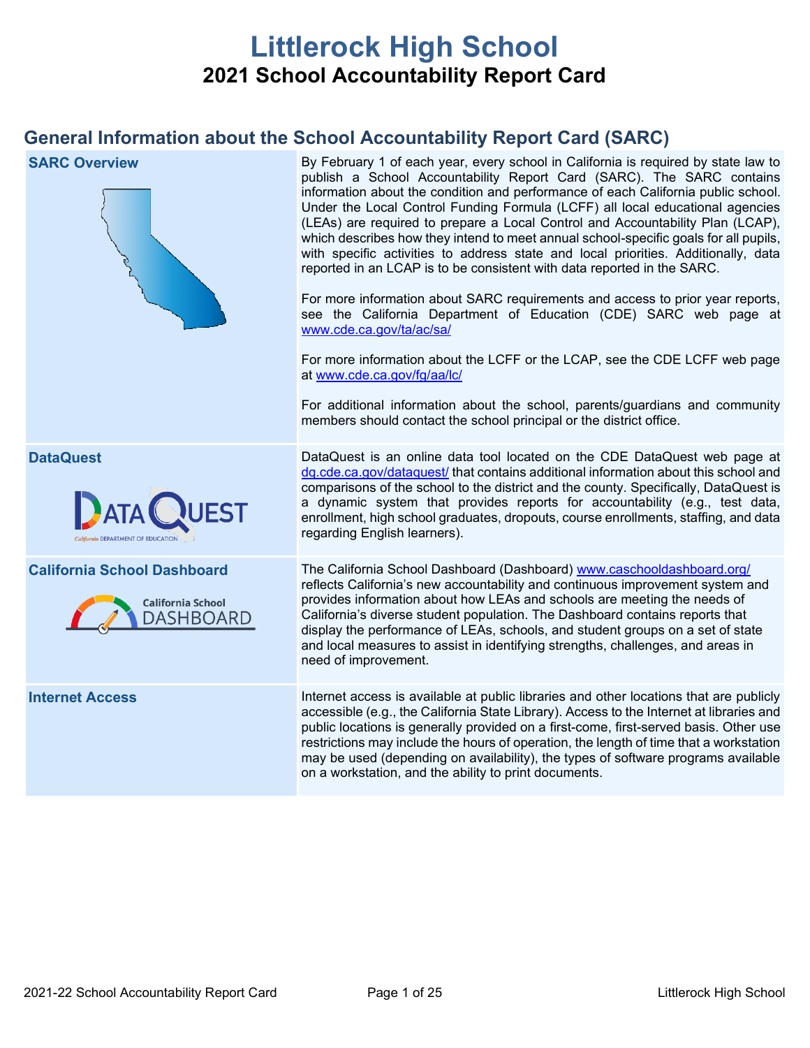# Littlerock High School

## 2021 School Accountability Report Card

## General Information about the School Accountability Report Card (SARC)

| | |
|---|---|
| **SARC Overview** | By February 1 of each year, every school in California is required by state law to publish a School Accountability Report Card (SARC). The SARC contains information about the condition and performance of each California public school. Under the Local Control Funding Formula (LCFF) all local educational agencies (LEAs) are required to prepare a Local Control and Accountability Plan (LCAP), which describes how they intend to meet annual school-specific goals for all pupils, with specific activities to address state and local priorities. Additionally, data reported in an LCAP is to be consistent with data reported in the SARC. <br><br> For more information about SARC requirements and access to prior year reports, see the California Department of Education (CDE) SARC web page at www.cde.ca.gov/ta/ac/sa/ <br><br> For more information about the LCFF or the LCAP, see the CDE LCFF web page at www.cde.ca.gov/fg/aa/lc/ <br><br> For additional information about the school, parents/guardians and community members should contact the school principal or the district office. |
| **DataQuest** | DataQuest is an online data tool located on the CDE DataQuest web page at dq.cde.ca.gov/dataquest/ that contains additional information about this school and comparisons of the school to the district and the county. Specifically, DataQuest is a dynamic system that provides reports for accountability (e.g., test data, enrollment, high school graduates, dropouts, course enrollments, staffing, and data regarding English learners). |
| **California School Dashboard** | The California School Dashboard (Dashboard) www.caschooldashboard.org/ reflects California's new accountability and continuous improvement system and provides information about how LEAs and schools are meeting the needs of California's diverse student population. The Dashboard contains reports that display the performance of LEAs, schools, and student groups on a set of state and local measures to assist in identifying strengths, challenges, and areas in need of improvement. |
| **Internet Access** | Internet access is available at public libraries and other locations that are publicly accessible (e.g., the California State Library). Access to the Internet at libraries and public locations is generally provided on a first-come, first-served basis. Other use restrictions may include the hours of operation, the length of time that a workstation may be used (depending on availability), the types of software programs available on a workstation, and the ability to print documents. |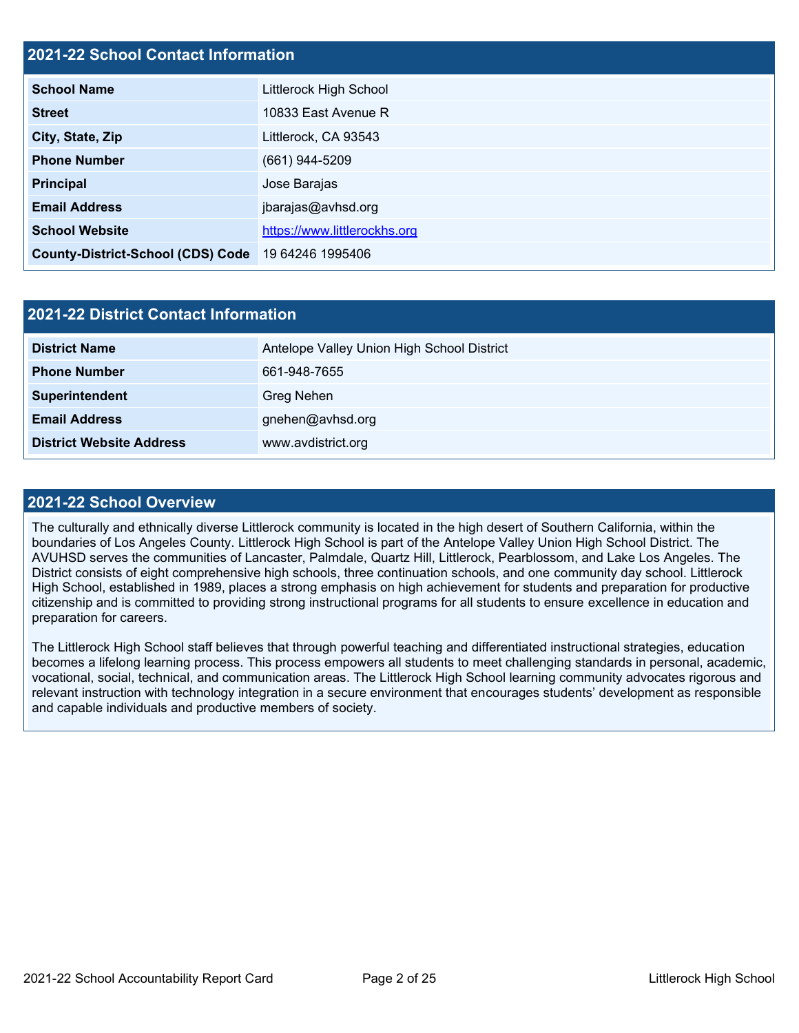## 2021-22 School Contact Information

| | |
|---|---|
| **School Name** | Littlerock High School |
| **Street** | 10833 East Avenue R |
| **City, State, Zip** | Littlerock, CA 93543 |
| **Phone Number** | (661) 944-5209 |
| **Principal** | Jose Barajas |
| **Email Address** | jbarajas@avhsd.org |
| **School Website** | https://www.littlerockhs.org |
| **County-District-School (CDS) Code** | 19 64246 1995406 |

## 2021-22 District Contact Information

| | |
|---|---|
| **District Name** | Antelope Valley Union High School District |
| **Phone Number** | 661-948-7655 |
| **Superintendent** | Greg Nehen |
| **Email Address** | gnehen@avhsd.org |
| **District Website Address** | www.avdistrict.org |

## 2021-22 School Overview

The culturally and ethnically diverse Littlerock community is located in the high desert of Southern California, within the boundaries of Los Angeles County. Littlerock High School is part of the Antelope Valley Union High School District. The AVUHSD serves the communities of Lancaster, Palmdale, Quartz Hill, Littlerock, Pearblossom, and Lake Los Angeles. The District consists of eight comprehensive high schools, three continuation schools, and one community day school. Littlerock High School, established in 1989, places a strong emphasis on high achievement for students and preparation for productive citizenship and is committed to providing strong instructional programs for all students to ensure excellence in education and preparation for careers.

The Littlerock High School staff believes that through powerful teaching and differentiated instructional strategies, education becomes a lifelong learning process. This process empowers all students to meet challenging standards in personal, academic, vocational, social, technical, and communication areas. The Littlerock High School learning community advocates rigorous and relevant instruction with technology integration in a secure environment that encourages students' development as responsible and capable individuals and productive members of society.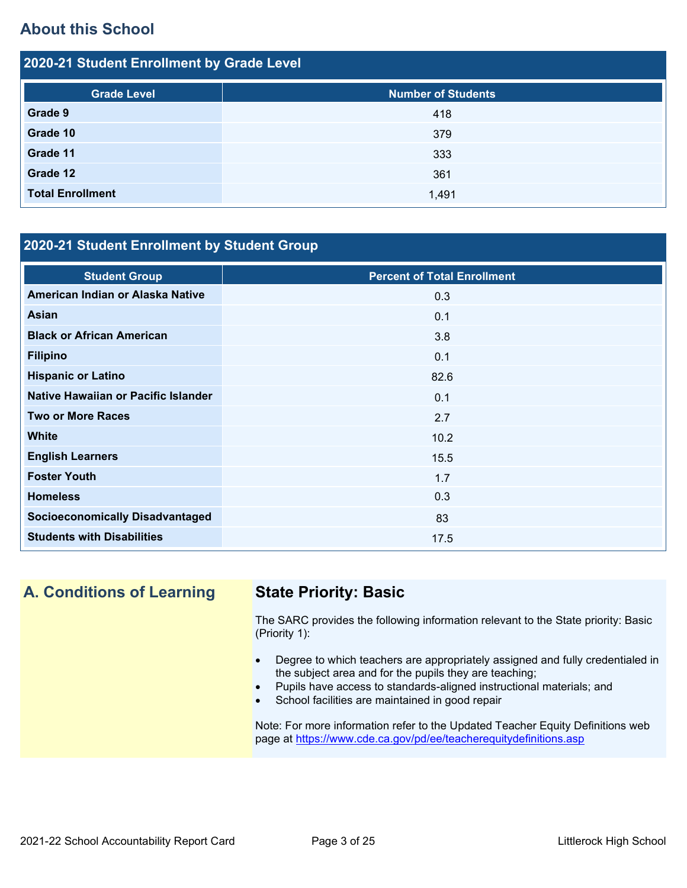## About this School

### 2020-21 Student Enrollment by Grade Level

| Grade Level | Number of Students |
| --- | --- |
| **Grade 9** | 418 |
| **Grade 10** | 379 |
| **Grade 11** | 333 |
| **Grade 12** | 361 |
| **Total Enrollment** | 1,491 |

### 2020-21 Student Enrollment by Student Group

| Student Group | Percent of Total Enrollment |
| --- | --- |
| **American Indian or Alaska Native** | 0.3 |
| **Asian** | 0.1 |
| **Black or African American** | 3.8 |
| **Filipino** | 0.1 |
| **Hispanic or Latino** | 82.6 |
| **Native Hawaiian or Pacific Islander** | 0.1 |
| **Two or More Races** | 2.7 |
| **White** | 10.2 |
| **English Learners** | 15.5 |
| **Foster Youth** | 1.7 |
| **Homeless** | 0.3 |
| **Socioeconomically Disadvantaged** | 83 |
| **Students with Disabilities** | 17.5 |

## A. Conditions of Learning

### State Priority: Basic

The SARC provides the following information relevant to the State priority: Basic (Priority 1):

- Degree to which teachers are appropriately assigned and fully credentialed in the subject area and for the pupils they are teaching;
- Pupils have access to standards-aligned instructional materials; and
- School facilities are maintained in good repair

Note: For more information refer to the Updated Teacher Equity Definitions web page at https://www.cde.ca.gov/pd/ee/teacherequitydefinitions.asp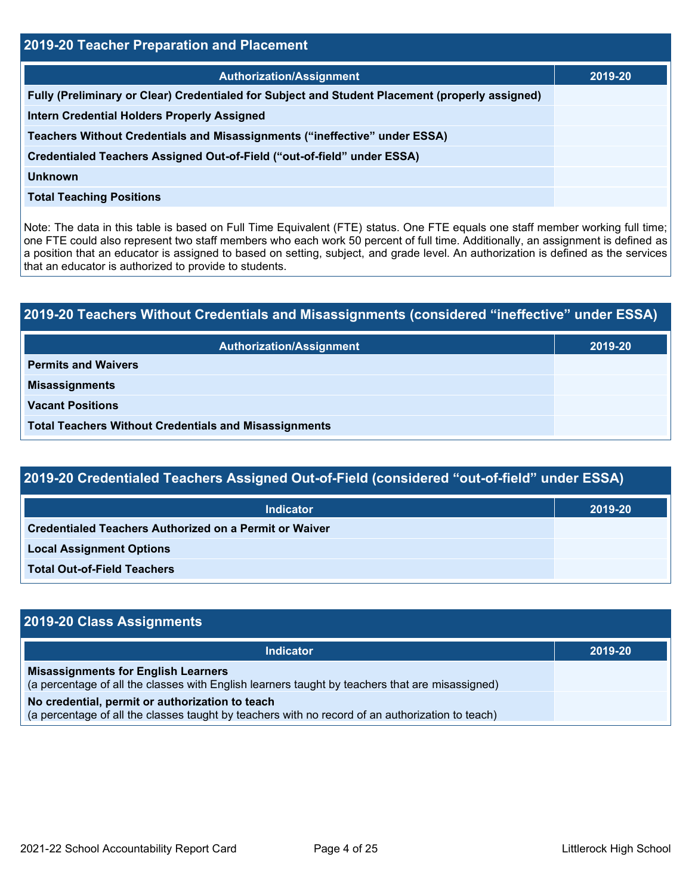## 2019-20 Teacher Preparation and Placement

| Authorization/Assignment | 2019-20 |
| --- | --- |
| Fully (Preliminary or Clear) Credentialed for Subject and Student Placement (properly assigned) | |
| Intern Credential Holders Properly Assigned | |
| Teachers Without Credentials and Misassignments (“ineffective” under ESSA) | |
| Credentialed Teachers Assigned Out-of-Field (“out-of-field” under ESSA) | |
| Unknown | |
| Total Teaching Positions | |

Note: The data in this table is based on Full Time Equivalent (FTE) status. One FTE equals one staff member working full time; one FTE could also represent two staff members who each work 50 percent of full time. Additionally, an assignment is defined as a position that an educator is assigned to based on setting, subject, and grade level. An authorization is defined as the services that an educator is authorized to provide to students.

## 2019-20 Teachers Without Credentials and Misassignments (considered “ineffective” under ESSA)

| Authorization/Assignment | 2019-20 |
| --- | --- |
| Permits and Waivers | |
| Misassignments | |
| Vacant Positions | |
| Total Teachers Without Credentials and Misassignments | |

## 2019-20 Credentialed Teachers Assigned Out-of-Field (considered “out-of-field” under ESSA)

| Indicator | 2019-20 |
| --- | --- |
| Credentialed Teachers Authorized on a Permit or Waiver | |
| Local Assignment Options | |
| Total Out-of-Field Teachers | |

## 2019-20 Class Assignments

| Indicator | 2019-20 |
| --- | --- |
| **Misassignments for English Learners** (a percentage of all the classes with English learners taught by teachers that are misassigned) | |
| **No credential, permit or authorization to teach** (a percentage of all the classes taught by teachers with no record of an authorization to teach) | |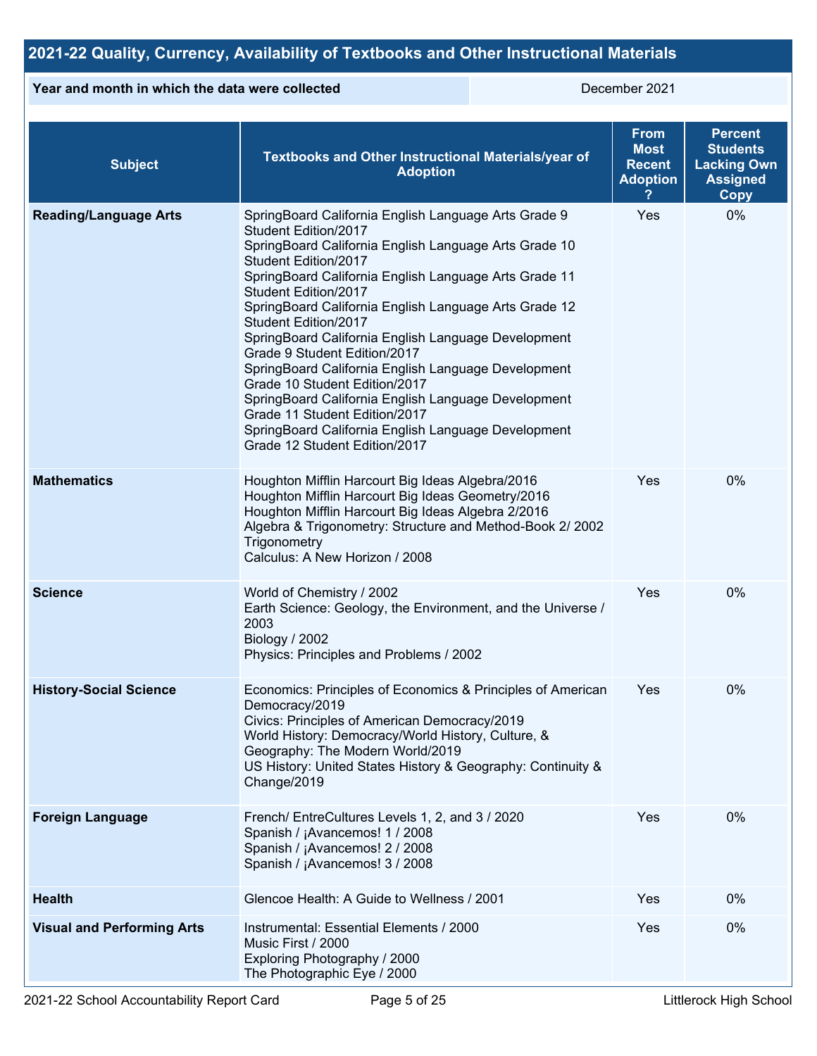## 2021-22 Quality, Currency, Availability of Textbooks and Other Instructional Materials

| Year and month in which the data were collected | December 2021 |
| --- | --- |

| Subject | Textbooks and Other Instructional Materials/year of Adoption | From Most Recent Adoption ? | Percent Students Lacking Own Assigned Copy |
| --- | --- | --- | --- |
| **Reading/Language Arts** | SpringBoard California English Language Arts Grade 9 Student Edition/2017<br>SpringBoard California English Language Arts Grade 10 Student Edition/2017<br>SpringBoard California English Language Arts Grade 11 Student Edition/2017<br>SpringBoard California English Language Arts Grade 12 Student Edition/2017<br>SpringBoard California English Language Development Grade 9 Student Edition/2017<br>SpringBoard California English Language Development Grade 10 Student Edition/2017<br>SpringBoard California English Language Development Grade 11 Student Edition/2017<br>SpringBoard California English Language Development Grade 12 Student Edition/2017 | Yes | 0% |
| **Mathematics** | Houghton Mifflin Harcourt Big Ideas Algebra/2016<br>Houghton Mifflin Harcourt Big Ideas Geometry/2016<br>Houghton Mifflin Harcourt Big Ideas Algebra 2/2016<br>Algebra & Trigonometry: Structure and Method-Book 2/ 2002 Trigonometry<br>Calculus: A New Horizon / 2008 | Yes | 0% |
| **Science** | World of Chemistry / 2002<br>Earth Science: Geology, the Environment, and the Universe / 2003<br>Biology / 2002<br>Physics: Principles and Problems / 2002 | Yes | 0% |
| **History-Social Science** | Economics: Principles of Economics & Principles of American Democracy/2019<br>Civics: Principles of American Democracy/2019<br>World History: Democracy/World History, Culture, & Geography: The Modern World/2019<br>US History: United States History & Geography: Continuity & Change/2019 | Yes | 0% |
| **Foreign Language** | French/ EntreCultures Levels 1, 2, and 3 / 2020<br>Spanish / ¡Avancemos! 1 / 2008<br>Spanish / ¡Avancemos! 2 / 2008<br>Spanish / ¡Avancemos! 3 / 2008 | Yes | 0% |
| **Health** | Glencoe Health: A Guide to Wellness / 2001 | Yes | 0% |
| **Visual and Performing Arts** | Instrumental: Essential Elements / 2000<br>Music First / 2000<br>Exploring Photography / 2000<br>The Photographic Eye / 2000 | Yes | 0% |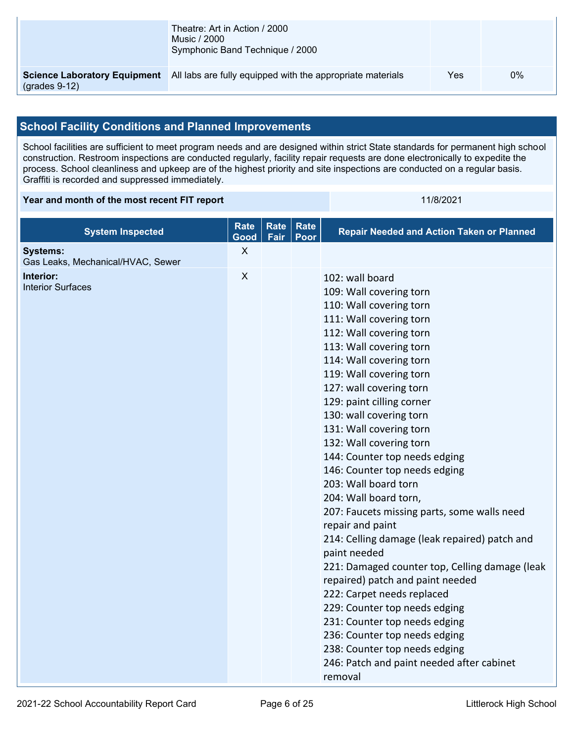| | | | |
|---|---|---|---|
| | Theatre: Art in Action / 2000<br>Music / 2000<br>Symphonic Band Technique / 2000 | | |
| **Science Laboratory Equipment** (grades 9-12) | All labs are fully equipped with the appropriate materials | Yes | 0% |

## School Facility Conditions and Planned Improvements

School facilities are sufficient to meet program needs and are designed within strict State standards for permanent high school construction. Restroom inspections are conducted regularly, facility repair requests are done electronically to expedite the process. School cleanliness and upkeep are of the highest priority and site inspections are conducted on a regular basis. Graffiti is recorded and suppressed immediately.

| Year and month of the most recent FIT report | 11/8/2021 |
|---|---|

| System Inspected | Rate Good | Rate Fair | Rate Poor | Repair Needed and Action Taken or Planned |
|---|---|---|---|---|
| **Systems:** Gas Leaks, Mechanical/HVAC, Sewer | X | | | |
| **Interior:** Interior Surfaces | X | | | 102: wall board<br>109: Wall covering torn<br>110: Wall covering torn<br>111: Wall covering torn<br>112: Wall covering torn<br>113: Wall covering torn<br>114: Wall covering torn<br>119: Wall covering torn<br>127: wall covering torn<br>129: paint cilling corner<br>130: wall covering torn<br>131: Wall covering torn<br>132: Wall covering torn<br>144: Counter top needs edging<br>146: Counter top needs edging<br>203: Wall board torn<br>204: Wall board torn,<br>207: Faucets missing parts, some walls need repair and paint<br>214: Celling damage (leak repaired) patch and paint needed<br>221: Damaged counter top, Celling damage (leak repaired) patch and paint needed<br>222: Carpet needs replaced<br>229: Counter top needs edging<br>231: Counter top needs edging<br>236: Counter top needs edging<br>238: Counter top needs edging<br>246: Patch and paint needed after cabinet removal |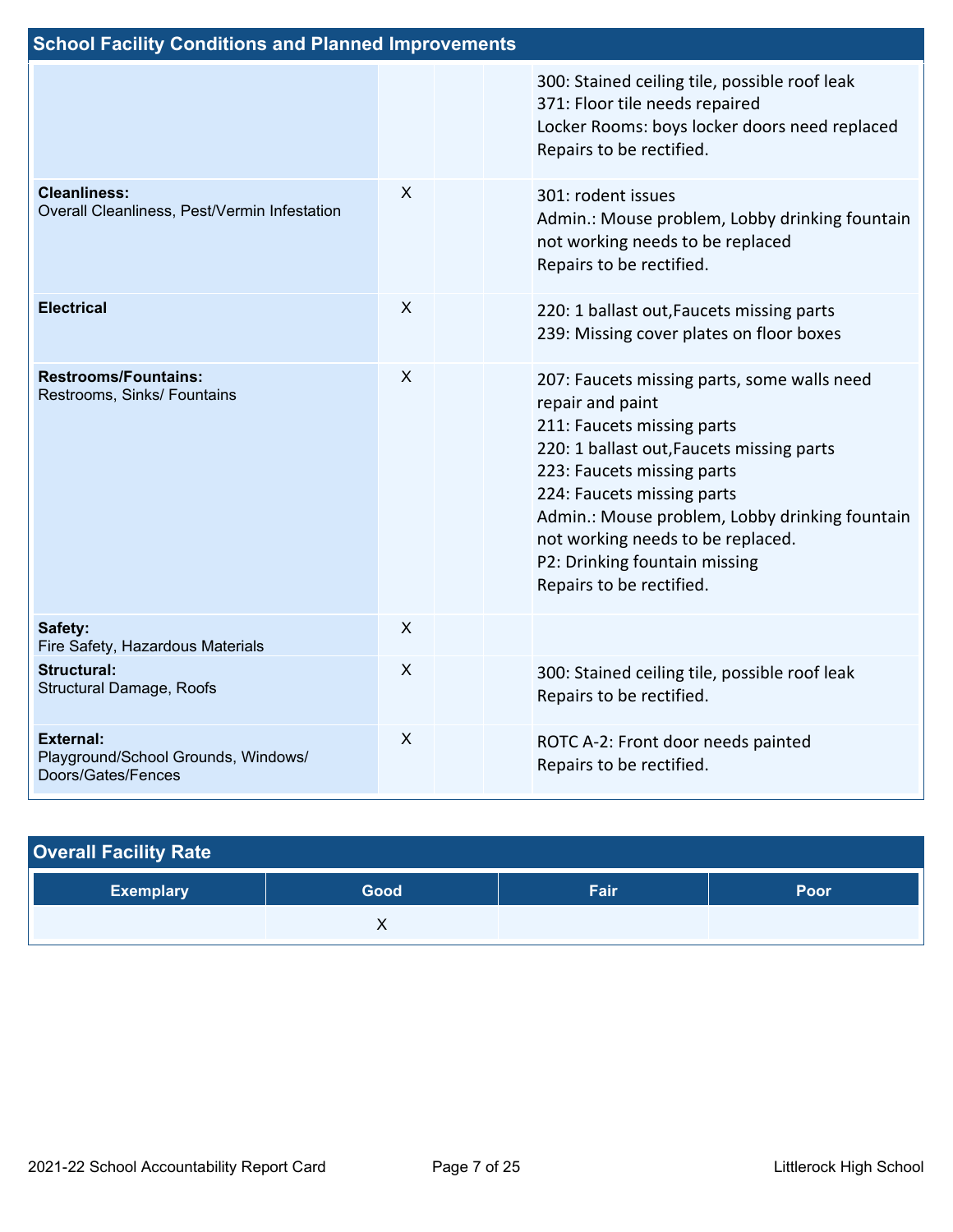## School Facility Conditions and Planned Improvements

| | | | | |
|---|---|---|---|---|
| | | | | 300: Stained ceiling tile, possible roof leak<br>371: Floor tile needs repaired<br>Locker Rooms: boys locker doors need replaced<br>Repairs to be rectified. |
| **Cleanliness:**<br>Overall Cleanliness, Pest/Vermin Infestation | X | | | 301: rodent issues<br>Admin.: Mouse problem, Lobby drinking fountain not working needs to be replaced<br>Repairs to be rectified. |
| **Electrical** | X | | | 220: 1 ballast out,Faucets missing parts<br>239: Missing cover plates on floor boxes |
| **Restrooms/Fountains:**<br>Restrooms, Sinks/ Fountains | X | | | 207: Faucets missing parts, some walls need repair and paint<br>211: Faucets missing parts<br>220: 1 ballast out,Faucets missing parts<br>223: Faucets missing parts<br>224: Faucets missing parts<br>Admin.: Mouse problem, Lobby drinking fountain not working needs to be replaced.<br>P2: Drinking fountain missing<br>Repairs to be rectified. |
| **Safety:**<br>Fire Safety, Hazardous Materials | X | | | |
| **Structural:**<br>Structural Damage, Roofs | X | | | 300: Stained ceiling tile, possible roof leak<br>Repairs to be rectified. |
| **External:**<br>Playground/School Grounds, Windows/ Doors/Gates/Fences | X | | | ROTC A-2: Front door needs painted<br>Repairs to be rectified. |

## Overall Facility Rate

| Exemplary | Good | Fair | Poor |
|---|---|---|---|
| | X | | |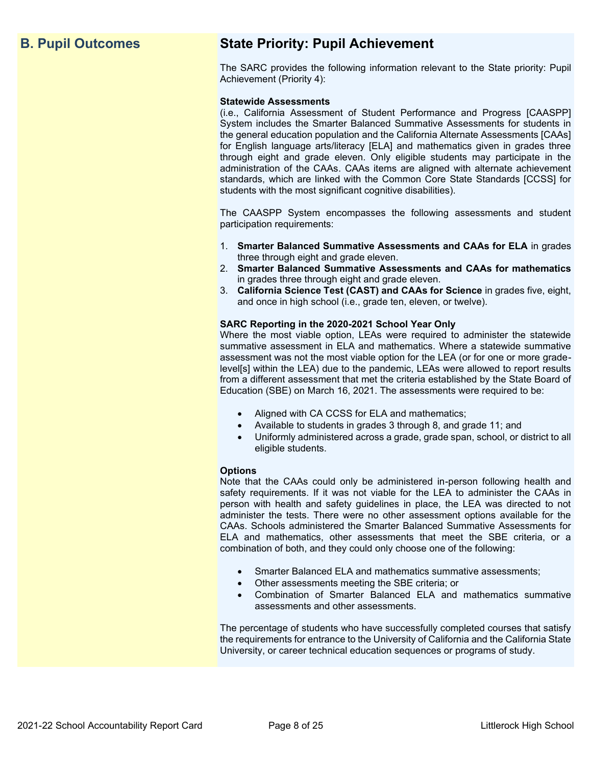## B. Pupil Outcomes

## State Priority: Pupil Achievement

The SARC provides the following information relevant to the State priority: Pupil Achievement (Priority 4):

**Statewide Assessments**
(i.e., California Assessment of Student Performance and Progress [CAASPP] System includes the Smarter Balanced Summative Assessments for students in the general education population and the California Alternate Assessments [CAAs] for English language arts/literacy [ELA] and mathematics given in grades three through eight and grade eleven. Only eligible students may participate in the administration of the CAAs. CAAs items are aligned with alternate achievement standards, which are linked with the Common Core State Standards [CCSS] for students with the most significant cognitive disabilities).

The CAASPP System encompasses the following assessments and student participation requirements:

1. **Smarter Balanced Summative Assessments and CAAs for ELA** in grades three through eight and grade eleven.
2. **Smarter Balanced Summative Assessments and CAAs for mathematics** in grades three through eight and grade eleven.
3. **California Science Test (CAST) and CAAs for Science** in grades five, eight, and once in high school (i.e., grade ten, eleven, or twelve).

**SARC Reporting in the 2020-2021 School Year Only**
Where the most viable option, LEAs were required to administer the statewide summative assessment in ELA and mathematics. Where a statewide summative assessment was not the most viable option for the LEA (or for one or more grade-level[s] within the LEA) due to the pandemic, LEAs were allowed to report results from a different assessment that met the criteria established by the State Board of Education (SBE) on March 16, 2021. The assessments were required to be:

- Aligned with CA CCSS for ELA and mathematics;
- Available to students in grades 3 through 8, and grade 11; and
- Uniformly administered across a grade, grade span, school, or district to all eligible students.

**Options**
Note that the CAAs could only be administered in-person following health and safety requirements. If it was not viable for the LEA to administer the CAAs in person with health and safety guidelines in place, the LEA was directed to not administer the tests. There were no other assessment options available for the CAAs. Schools administered the Smarter Balanced Summative Assessments for ELA and mathematics, other assessments that meet the SBE criteria, or a combination of both, and they could only choose one of the following:

- Smarter Balanced ELA and mathematics summative assessments;
- Other assessments meeting the SBE criteria; or
- Combination of Smarter Balanced ELA and mathematics summative assessments and other assessments.

The percentage of students who have successfully completed courses that satisfy the requirements for entrance to the University of California and the California State University, or career technical education sequences or programs of study.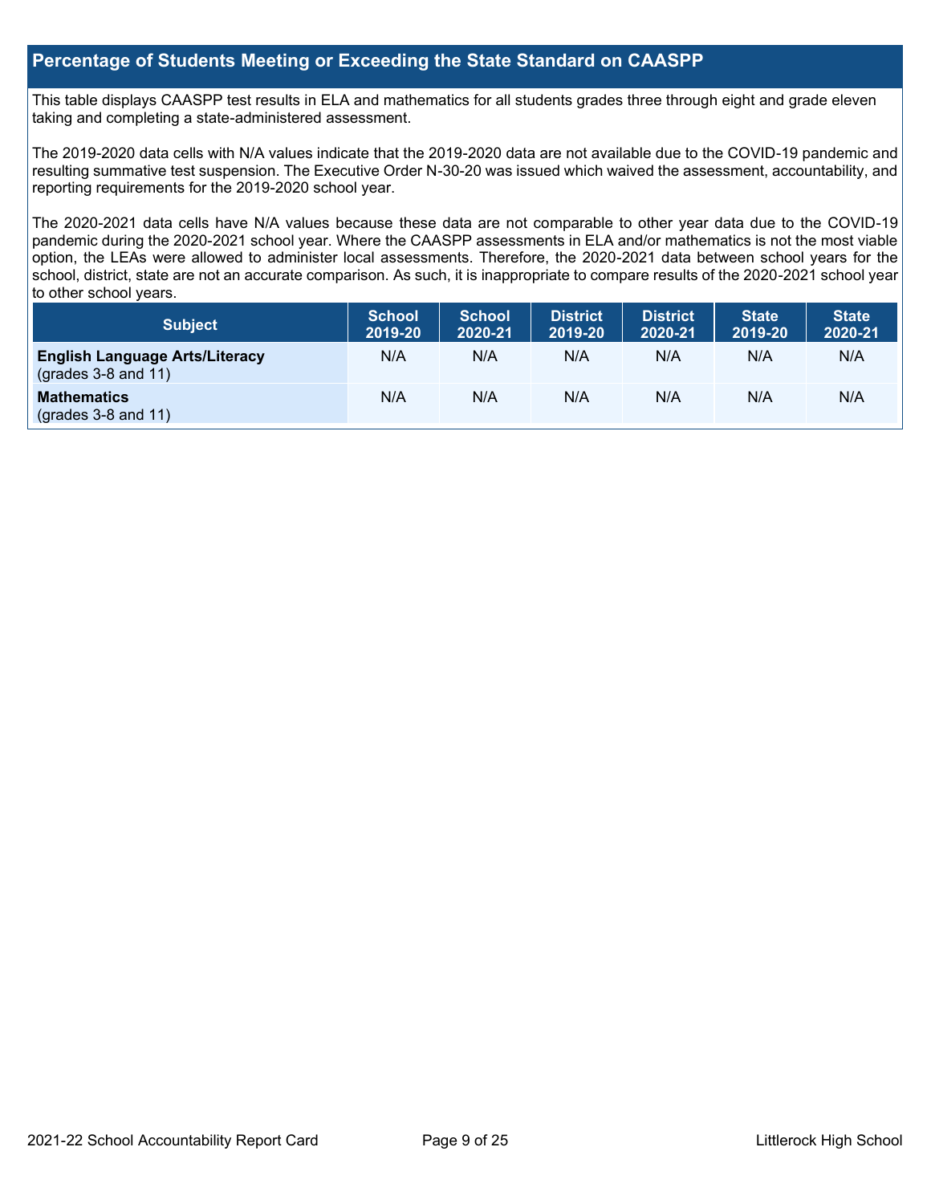## Percentage of Students Meeting or Exceeding the State Standard on CAASPP

This table displays CAASPP test results in ELA and mathematics for all students grades three through eight and grade eleven taking and completing a state-administered assessment.

The 2019-2020 data cells with N/A values indicate that the 2019-2020 data are not available due to the COVID-19 pandemic and resulting summative test suspension. The Executive Order N-30-20 was issued which waived the assessment, accountability, and reporting requirements for the 2019-2020 school year.

The 2020-2021 data cells have N/A values because these data are not comparable to other year data due to the COVID-19 pandemic during the 2020-2021 school year. Where the CAASPP assessments in ELA and/or mathematics is not the most viable option, the LEAs were allowed to administer local assessments. Therefore, the 2020-2021 data between school years for the school, district, state are not an accurate comparison. As such, it is inappropriate to compare results of the 2020-2021 school year to other school years.

| Subject | School 2019-20 | School 2020-21 | District 2019-20 | District 2020-21 | State 2019-20 | State 2020-21 |
|---|---|---|---|---|---|---|
| **English Language Arts/Literacy** (grades 3-8 and 11) | N/A | N/A | N/A | N/A | N/A | N/A |
| **Mathematics** (grades 3-8 and 11) | N/A | N/A | N/A | N/A | N/A | N/A |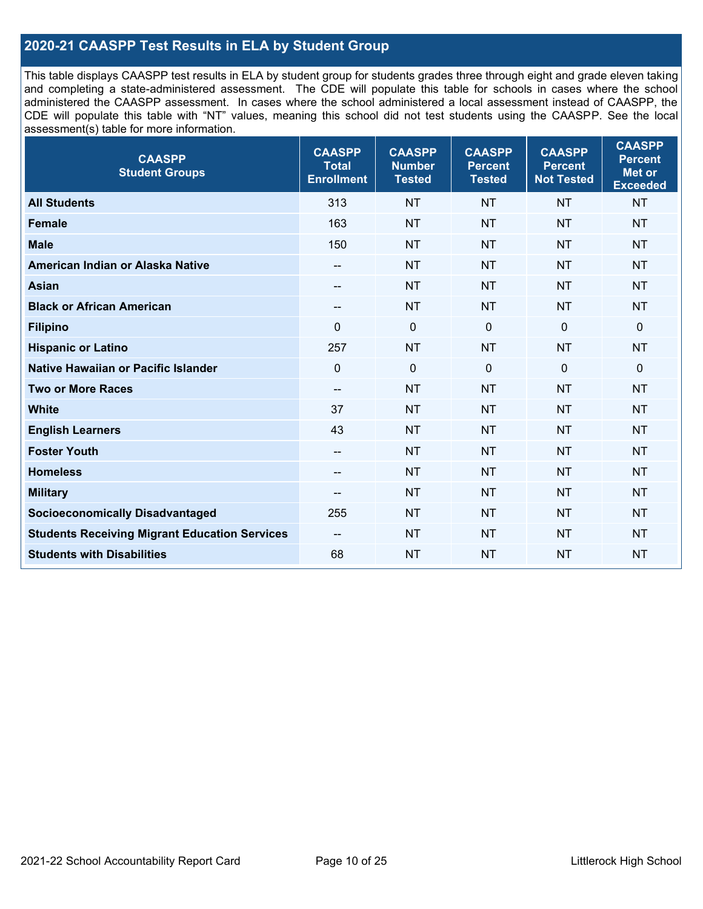## 2020-21 CAASPP Test Results in ELA by Student Group

This table displays CAASPP test results in ELA by student group for students grades three through eight and grade eleven taking and completing a state-administered assessment. The CDE will populate this table for schools in cases where the school administered the CAASPP assessment. In cases where the school administered a local assessment instead of CAASPP, the CDE will populate this table with "NT" values, meaning this school did not test students using the CAASPP. See the local assessment(s) table for more information.

| CAASPP Student Groups | CAASPP Total Enrollment | CAASPP Number Tested | CAASPP Percent Tested | CAASPP Percent Not Tested | CAASPP Percent Met or Exceeded |
|---|---|---|---|---|---|
| **All Students** | 313 | NT | NT | NT | NT |
| **Female** | 163 | NT | NT | NT | NT |
| **Male** | 150 | NT | NT | NT | NT |
| **American Indian or Alaska Native** | -- | NT | NT | NT | NT |
| **Asian** | -- | NT | NT | NT | NT |
| **Black or African American** | -- | NT | NT | NT | NT |
| **Filipino** | 0 | 0 | 0 | 0 | 0 |
| **Hispanic or Latino** | 257 | NT | NT | NT | NT |
| **Native Hawaiian or Pacific Islander** | 0 | 0 | 0 | 0 | 0 |
| **Two or More Races** | -- | NT | NT | NT | NT |
| **White** | 37 | NT | NT | NT | NT |
| **English Learners** | 43 | NT | NT | NT | NT |
| **Foster Youth** | -- | NT | NT | NT | NT |
| **Homeless** | -- | NT | NT | NT | NT |
| **Military** | -- | NT | NT | NT | NT |
| **Socioeconomically Disadvantaged** | 255 | NT | NT | NT | NT |
| **Students Receiving Migrant Education Services** | -- | NT | NT | NT | NT |
| **Students with Disabilities** | 68 | NT | NT | NT | NT |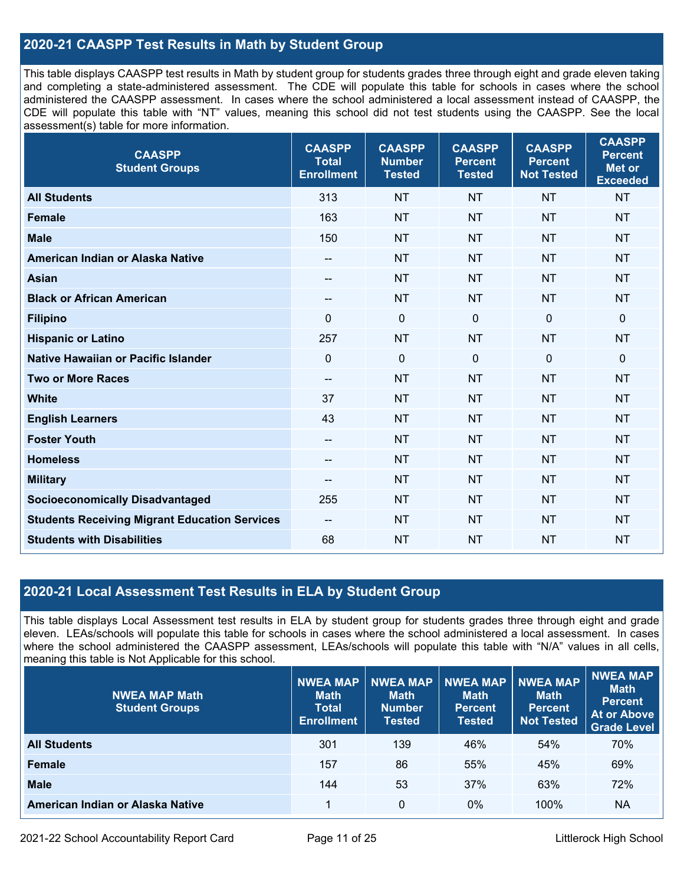## 2020-21 CAASPP Test Results in Math by Student Group

This table displays CAASPP test results in Math by student group for students grades three through eight and grade eleven taking and completing a state-administered assessment. The CDE will populate this table for schools in cases where the school administered the CAASPP assessment. In cases where the school administered a local assessment instead of CAASPP, the CDE will populate this table with "NT" values, meaning this school did not test students using the CAASPP. See the local assessment(s) table for more information.

| CAASPP Student Groups | CAASPP Total Enrollment | CAASPP Number Tested | CAASPP Percent Tested | CAASPP Percent Not Tested | CAASPP Percent Met or Exceeded |
|---|---|---|---|---|---|
| All Students | 313 | NT | NT | NT | NT |
| Female | 163 | NT | NT | NT | NT |
| Male | 150 | NT | NT | NT | NT |
| American Indian or Alaska Native | -- | NT | NT | NT | NT |
| Asian | -- | NT | NT | NT | NT |
| Black or African American | -- | NT | NT | NT | NT |
| Filipino | 0 | 0 | 0 | 0 | 0 |
| Hispanic or Latino | 257 | NT | NT | NT | NT |
| Native Hawaiian or Pacific Islander | 0 | 0 | 0 | 0 | 0 |
| Two or More Races | -- | NT | NT | NT | NT |
| White | 37 | NT | NT | NT | NT |
| English Learners | 43 | NT | NT | NT | NT |
| Foster Youth | -- | NT | NT | NT | NT |
| Homeless | -- | NT | NT | NT | NT |
| Military | -- | NT | NT | NT | NT |
| Socioeconomically Disadvantaged | 255 | NT | NT | NT | NT |
| Students Receiving Migrant Education Services | -- | NT | NT | NT | NT |
| Students with Disabilities | 68 | NT | NT | NT | NT |

## 2020-21 Local Assessment Test Results in ELA by Student Group

This table displays Local Assessment test results in ELA by student group for students grades three through eight and grade eleven. LEAs/schools will populate this table for schools in cases where the school administered a local assessment. In cases where the school administered the CAASPP assessment, LEAs/schools will populate this table with "N/A" values in all cells, meaning this table is Not Applicable for this school.

| NWEA MAP Math Student Groups | NWEA MAP Math Total Enrollment | NWEA MAP Math Number Tested | NWEA MAP Math Percent Tested | NWEA MAP Math Percent Not Tested | NWEA MAP Math Percent At or Above Grade Level |
|---|---|---|---|---|---|
| All Students | 301 | 139 | 46% | 54% | 70% |
| Female | 157 | 86 | 55% | 45% | 69% |
| Male | 144 | 53 | 37% | 63% | 72% |
| American Indian or Alaska Native | 1 | 0 | 0% | 100% | NA |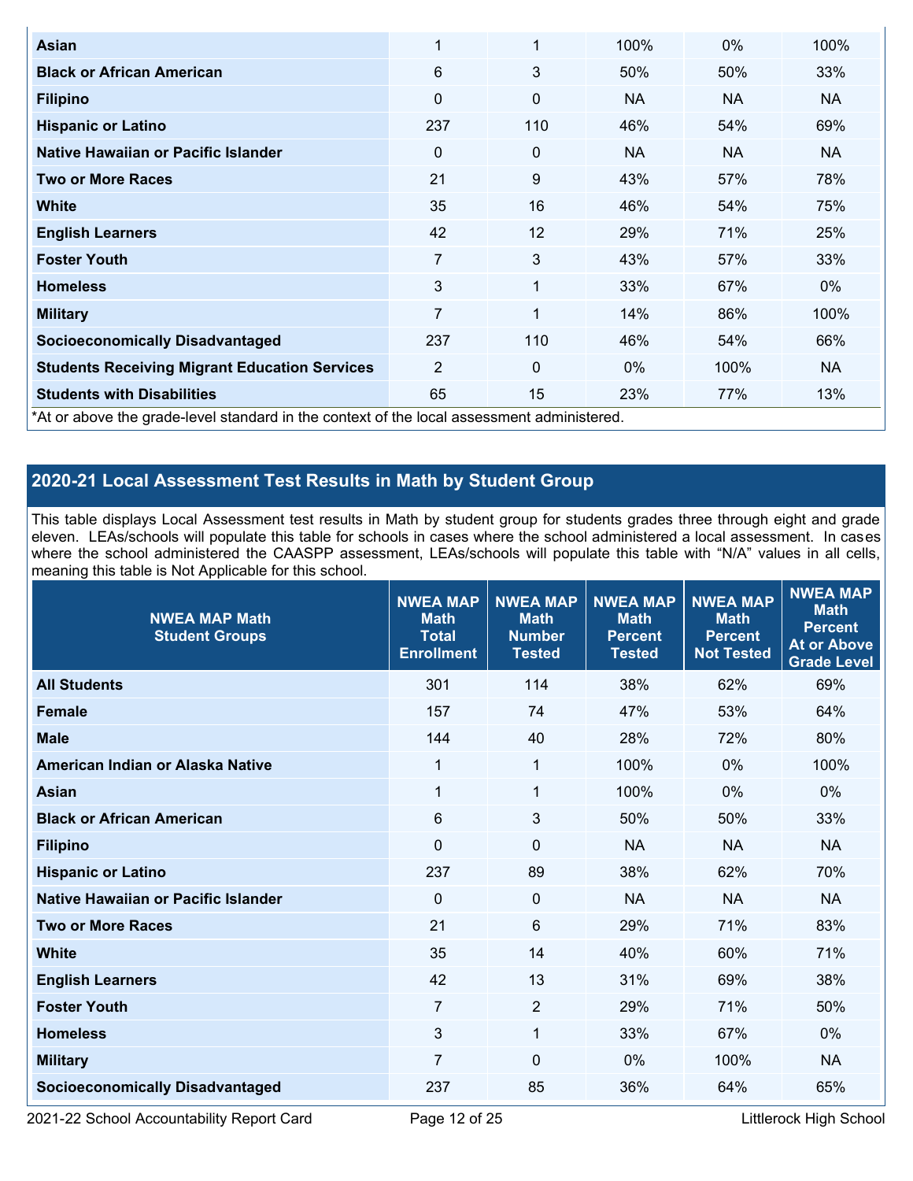| | | | | | |
|---|---|---|---|---|---|
| **Asian** | 1 | 1 | 100% | 0% | 100% |
| **Black or African American** | 6 | 3 | 50% | 50% | 33% |
| **Filipino** | 0 | 0 | NA | NA | NA |
| **Hispanic or Latino** | 237 | 110 | 46% | 54% | 69% |
| **Native Hawaiian or Pacific Islander** | 0 | 0 | NA | NA | NA |
| **Two or More Races** | 21 | 9 | 43% | 57% | 78% |
| **White** | 35 | 16 | 46% | 54% | 75% |
| **English Learners** | 42 | 12 | 29% | 71% | 25% |
| **Foster Youth** | 7 | 3 | 43% | 57% | 33% |
| **Homeless** | 3 | 1 | 33% | 67% | 0% |
| **Military** | 7 | 1 | 14% | 86% | 100% |
| **Socioeconomically Disadvantaged** | 237 | 110 | 46% | 54% | 66% |
| **Students Receiving Migrant Education Services** | 2 | 0 | 0% | 100% | NA |
| **Students with Disabilities** | 65 | 15 | 23% | 77% | 13% |

*At or above the grade-level standard in the context of the local assessment administered.

## 2020-21 Local Assessment Test Results in Math by Student Group

This table displays Local Assessment test results in Math by student group for students grades three through eight and grade eleven. LEAs/schools will populate this table for schools in cases where the school administered a local assessment. In cases where the school administered the CAASPP assessment, LEAs/schools will populate this table with "N/A" values in all cells, meaning this table is Not Applicable for this school.

| NWEA MAP Math Student Groups | NWEA MAP Math Total Enrollment | NWEA MAP Math Number Tested | NWEA MAP Math Percent Tested | NWEA MAP Math Percent Not Tested | NWEA MAP Math Percent At or Above Grade Level |
|---|---|---|---|---|---|
| **All Students** | 301 | 114 | 38% | 62% | 69% |
| **Female** | 157 | 74 | 47% | 53% | 64% |
| **Male** | 144 | 40 | 28% | 72% | 80% |
| **American Indian or Alaska Native** | 1 | 1 | 100% | 0% | 100% |
| **Asian** | 1 | 1 | 100% | 0% | 0% |
| **Black or African American** | 6 | 3 | 50% | 50% | 33% |
| **Filipino** | 0 | 0 | NA | NA | NA |
| **Hispanic or Latino** | 237 | 89 | 38% | 62% | 70% |
| **Native Hawaiian or Pacific Islander** | 0 | 0 | NA | NA | NA |
| **Two or More Races** | 21 | 6 | 29% | 71% | 83% |
| **White** | 35 | 14 | 40% | 60% | 71% |
| **English Learners** | 42 | 13 | 31% | 69% | 38% |
| **Foster Youth** | 7 | 2 | 29% | 71% | 50% |
| **Homeless** | 3 | 1 | 33% | 67% | 0% |
| **Military** | 7 | 0 | 0% | 100% | NA |
| **Socioeconomically Disadvantaged** | 237 | 85 | 36% | 64% | 65% |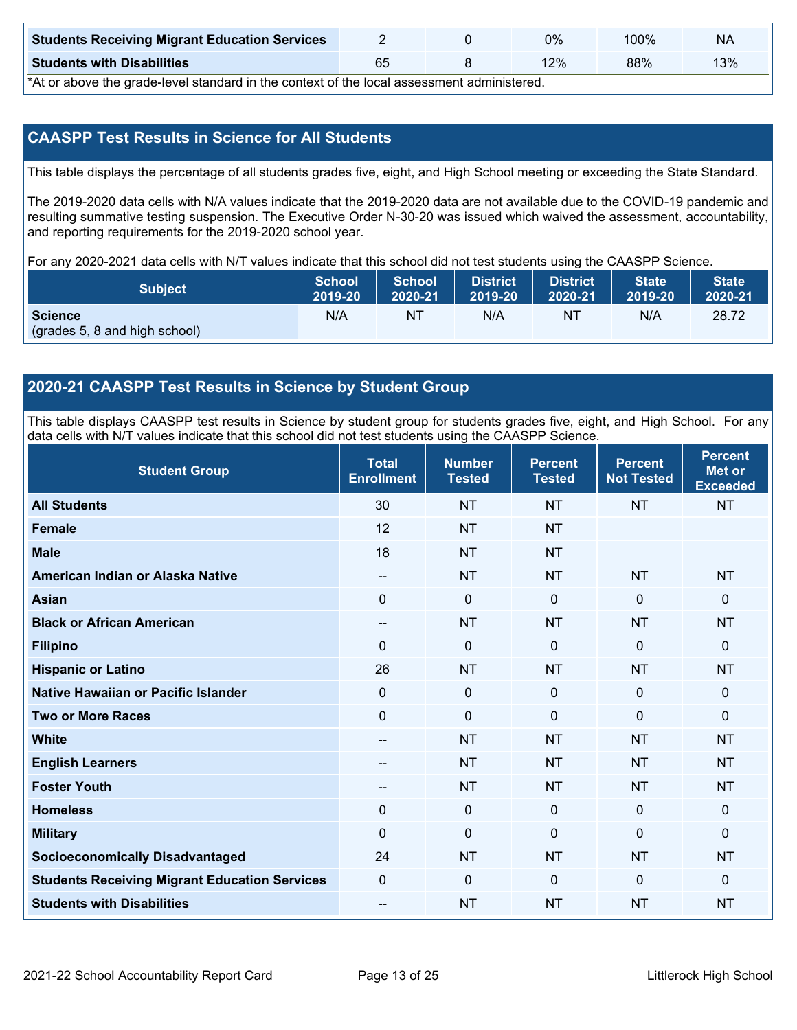| Students Receiving Migrant Education Services | 2 | 0 | 0% | 100% | NA |
|---|---|---|---|---|---|
| **Students with Disabilities** | 65 | 8 | 12% | 88% | 13% |

*At or above the grade-level standard in the context of the local assessment administered.

## CAASPP Test Results in Science for All Students

This table displays the percentage of all students grades five, eight, and High School meeting or exceeding the State Standard.

The 2019-2020 data cells with N/A values indicate that the 2019-2020 data are not available due to the COVID-19 pandemic and resulting summative testing suspension. The Executive Order N-30-20 was issued which waived the assessment, accountability, and reporting requirements for the 2019-2020 school year.

For any 2020-2021 data cells with N/T values indicate that this school did not test students using the CAASPP Science.

| Subject | School 2019-20 | School 2020-21 | District 2019-20 | District 2020-21 | State 2019-20 | State 2020-21 |
|---|---|---|---|---|---|---|
| **Science** (grades 5, 8 and high school) | N/A | NT | N/A | NT | N/A | 28.72 |

## 2020-21 CAASPP Test Results in Science by Student Group

This table displays CAASPP test results in Science by student group for students grades five, eight, and High School. For any data cells with N/T values indicate that this school did not test students using the CAASPP Science.

| Student Group | Total Enrollment | Number Tested | Percent Tested | Percent Not Tested | Percent Met or Exceeded |
|---|---|---|---|---|---|
| **All Students** | 30 | NT | NT | NT | NT |
| **Female** | 12 | NT | NT | | |
| **Male** | 18 | NT | NT | | |
| **American Indian or Alaska Native** | -- | NT | NT | NT | NT |
| **Asian** | 0 | 0 | 0 | 0 | 0 |
| **Black or African American** | -- | NT | NT | NT | NT |
| **Filipino** | 0 | 0 | 0 | 0 | 0 |
| **Hispanic or Latino** | 26 | NT | NT | NT | NT |
| **Native Hawaiian or Pacific Islander** | 0 | 0 | 0 | 0 | 0 |
| **Two or More Races** | 0 | 0 | 0 | 0 | 0 |
| **White** | -- | NT | NT | NT | NT |
| **English Learners** | -- | NT | NT | NT | NT |
| **Foster Youth** | -- | NT | NT | NT | NT |
| **Homeless** | 0 | 0 | 0 | 0 | 0 |
| **Military** | 0 | 0 | 0 | 0 | 0 |
| **Socioeconomically Disadvantaged** | 24 | NT | NT | NT | NT |
| **Students Receiving Migrant Education Services** | 0 | 0 | 0 | 0 | 0 |
| **Students with Disabilities** | -- | NT | NT | NT | NT |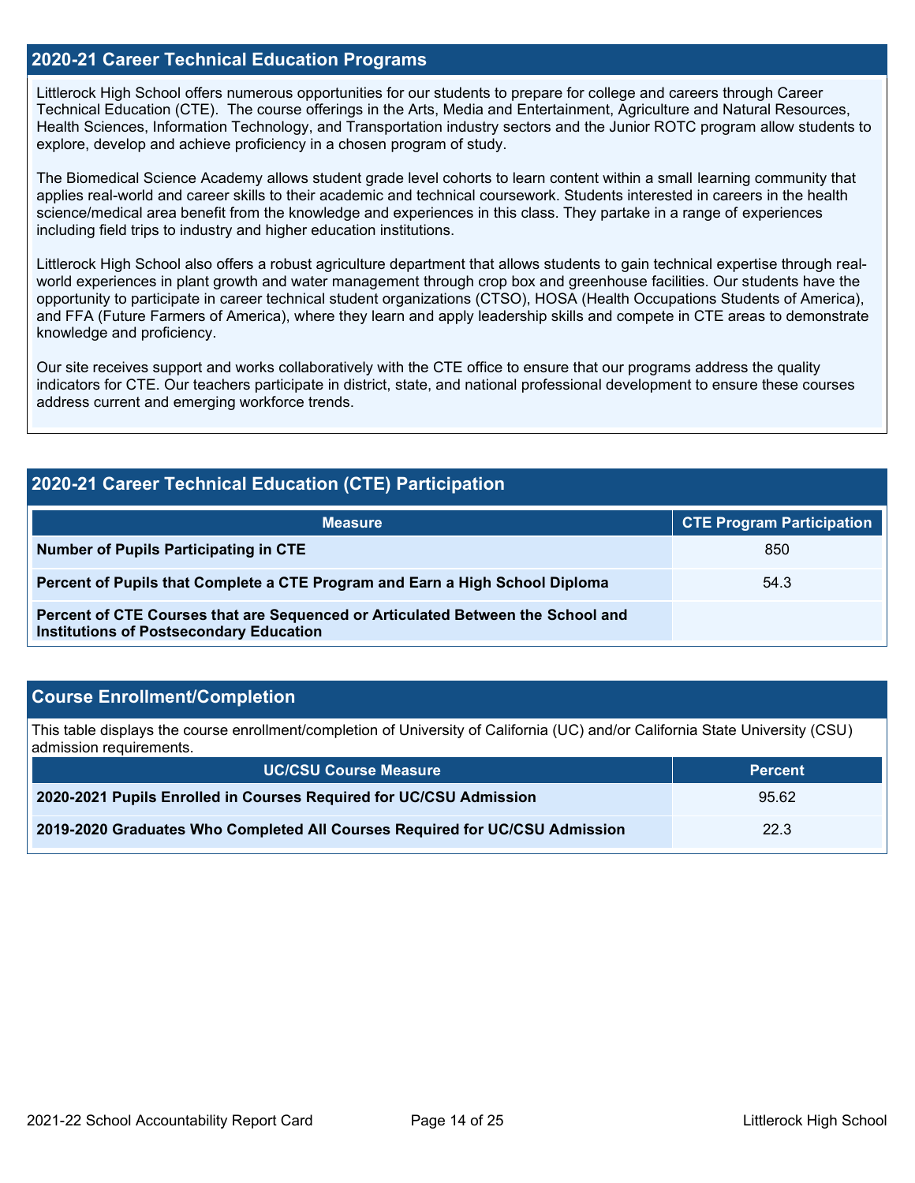## 2020-21 Career Technical Education Programs

Littlerock High School offers numerous opportunities for our students to prepare for college and careers through Career Technical Education (CTE). The course offerings in the Arts, Media and Entertainment, Agriculture and Natural Resources, Health Sciences, Information Technology, and Transportation industry sectors and the Junior ROTC program allow students to explore, develop and achieve proficiency in a chosen program of study.

The Biomedical Science Academy allows student grade level cohorts to learn content within a small learning community that applies real-world and career skills to their academic and technical coursework. Students interested in careers in the health science/medical area benefit from the knowledge and experiences in this class. They partake in a range of experiences including field trips to industry and higher education institutions.

Littlerock High School also offers a robust agriculture department that allows students to gain technical expertise through real-world experiences in plant growth and water management through crop box and greenhouse facilities. Our students have the opportunity to participate in career technical student organizations (CTSO), HOSA (Health Occupations Students of America), and FFA (Future Farmers of America), where they learn and apply leadership skills and compete in CTE areas to demonstrate knowledge and proficiency.

Our site receives support and works collaboratively with the CTE office to ensure that our programs address the quality indicators for CTE. Our teachers participate in district, state, and national professional development to ensure these courses address current and emerging workforce trends.

## 2020-21 Career Technical Education (CTE) Participation

| Measure | CTE Program Participation |
|---|---|
| **Number of Pupils Participating in CTE** | 850 |
| **Percent of Pupils that Complete a CTE Program and Earn a High School Diploma** | 54.3 |
| **Percent of CTE Courses that are Sequenced or Articulated Between the School and Institutions of Postsecondary Education** | |

## Course Enrollment/Completion

This table displays the course enrollment/completion of University of California (UC) and/or California State University (CSU) admission requirements.

| UC/CSU Course Measure | Percent |
|---|---|
| **2020-2021 Pupils Enrolled in Courses Required for UC/CSU Admission** | 95.62 |
| **2019-2020 Graduates Who Completed All Courses Required for UC/CSU Admission** | 22.3 |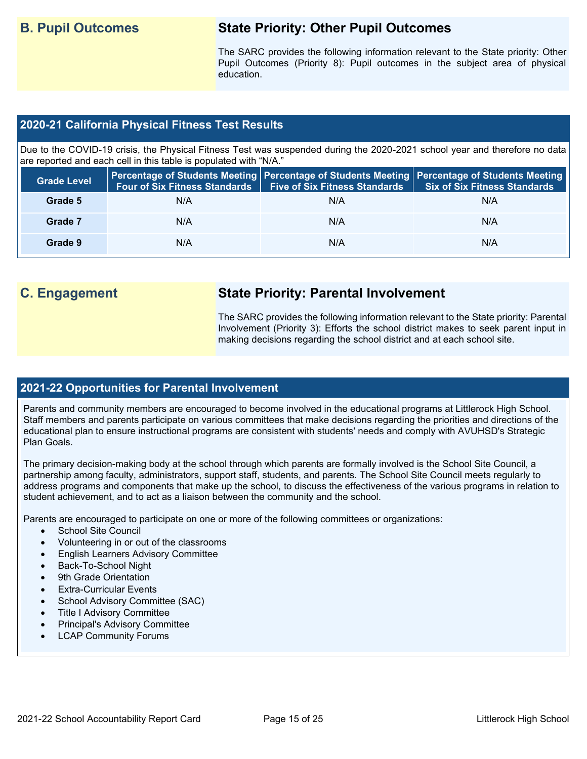## B. Pupil Outcomes

### State Priority: Other Pupil Outcomes

The SARC provides the following information relevant to the State priority: Other Pupil Outcomes (Priority 8): Pupil outcomes in the subject area of physical education.

### 2020-21 California Physical Fitness Test Results

Due to the COVID-19 crisis, the Physical Fitness Test was suspended during the 2020-2021 school year and therefore no data are reported and each cell in this table is populated with "N/A."

| Grade Level | Percentage of Students Meeting Four of Six Fitness Standards | Percentage of Students Meeting Five of Six Fitness Standards | Percentage of Students Meeting Six of Six Fitness Standards |
|---|---|---|---|
| Grade 5 | N/A | N/A | N/A |
| Grade 7 | N/A | N/A | N/A |
| Grade 9 | N/A | N/A | N/A |

## C. Engagement

### State Priority: Parental Involvement

The SARC provides the following information relevant to the State priority: Parental Involvement (Priority 3): Efforts the school district makes to seek parent input in making decisions regarding the school district and at each school site.

### 2021-22 Opportunities for Parental Involvement

Parents and community members are encouraged to become involved in the educational programs at Littlerock High School. Staff members and parents participate on various committees that make decisions regarding the priorities and directions of the educational plan to ensure instructional programs are consistent with students' needs and comply with AVUHSD's Strategic Plan Goals.

The primary decision-making body at the school through which parents are formally involved is the School Site Council, a partnership among faculty, administrators, support staff, students, and parents. The School Site Council meets regularly to address programs and components that make up the school, to discuss the effectiveness of the various programs in relation to student achievement, and to act as a liaison between the community and the school.

Parents are encouraged to participate on one or more of the following committees or organizations:

- School Site Council
- Volunteering in or out of the classrooms
- English Learners Advisory Committee
- Back-To-School Night
- 9th Grade Orientation
- Extra-Curricular Events
- School Advisory Committee (SAC)
- Title I Advisory Committee
- Principal's Advisory Committee
- LCAP Community Forums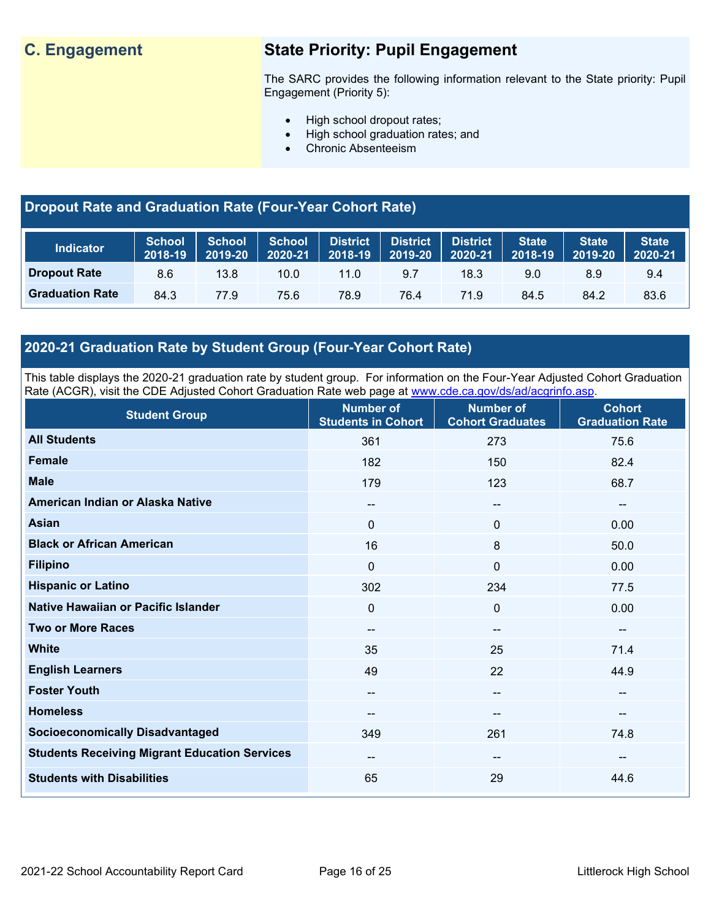## C. Engagement

### State Priority: Pupil Engagement

The SARC provides the following information relevant to the State priority: Pupil Engagement (Priority 5):

- High school dropout rates;
- High school graduation rates; and
- Chronic Absenteeism

### Dropout Rate and Graduation Rate (Four-Year Cohort Rate)

| Indicator | School 2018-19 | School 2019-20 | School 2020-21 | District 2018-19 | District 2019-20 | District 2020-21 | State 2018-19 | State 2019-20 | State 2020-21 |
|---|---|---|---|---|---|---|---|---|---|
| Dropout Rate | 8.6 | 13.8 | 10.0 | 11.0 | 9.7 | 18.3 | 9.0 | 8.9 | 9.4 |
| Graduation Rate | 84.3 | 77.9 | 75.6 | 78.9 | 76.4 | 71.9 | 84.5 | 84.2 | 83.6 |

### 2020-21 Graduation Rate by Student Group (Four-Year Cohort Rate)

This table displays the 2020-21 graduation rate by student group. For information on the Four-Year Adjusted Cohort Graduation Rate (ACGR), visit the CDE Adjusted Cohort Graduation Rate web page at www.cde.ca.gov/ds/ad/acgrinfo.asp.

| Student Group | Number of Students in Cohort | Number of Cohort Graduates | Cohort Graduation Rate |
|---|---|---|---|
| All Students | 361 | 273 | 75.6 |
| Female | 182 | 150 | 82.4 |
| Male | 179 | 123 | 68.7 |
| American Indian or Alaska Native | -- | -- | -- |
| Asian | 0 | 0 | 0.00 |
| Black or African American | 16 | 8 | 50.0 |
| Filipino | 0 | 0 | 0.00 |
| Hispanic or Latino | 302 | 234 | 77.5 |
| Native Hawaiian or Pacific Islander | 0 | 0 | 0.00 |
| Two or More Races | -- | -- | -- |
| White | 35 | 25 | 71.4 |
| English Learners | 49 | 22 | 44.9 |
| Foster Youth | -- | -- | -- |
| Homeless | -- | -- | -- |
| Socioeconomically Disadvantaged | 349 | 261 | 74.8 |
| Students Receiving Migrant Education Services | -- | -- | -- |
| Students with Disabilities | 65 | 29 | 44.6 |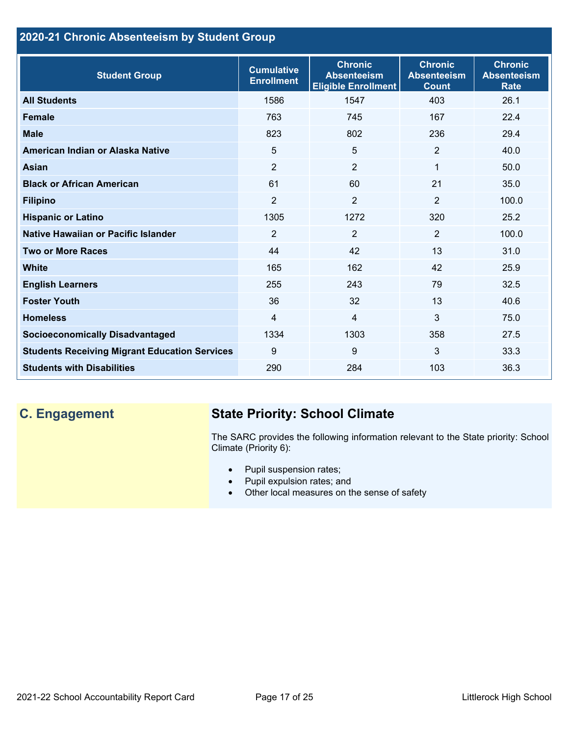## 2020-21 Chronic Absenteeism by Student Group

| Student Group | Cumulative Enrollment | Chronic Absenteeism Eligible Enrollment | Chronic Absenteeism Count | Chronic Absenteeism Rate |
|---|---|---|---|---|
| **All Students** | 1586 | 1547 | 403 | 26.1 |
| **Female** | 763 | 745 | 167 | 22.4 |
| **Male** | 823 | 802 | 236 | 29.4 |
| **American Indian or Alaska Native** | 5 | 5 | 2 | 40.0 |
| **Asian** | 2 | 2 | 1 | 50.0 |
| **Black or African American** | 61 | 60 | 21 | 35.0 |
| **Filipino** | 2 | 2 | 2 | 100.0 |
| **Hispanic or Latino** | 1305 | 1272 | 320 | 25.2 |
| **Native Hawaiian or Pacific Islander** | 2 | 2 | 2 | 100.0 |
| **Two or More Races** | 44 | 42 | 13 | 31.0 |
| **White** | 165 | 162 | 42 | 25.9 |
| **English Learners** | 255 | 243 | 79 | 32.5 |
| **Foster Youth** | 36 | 32 | 13 | 40.6 |
| **Homeless** | 4 | 4 | 3 | 75.0 |
| **Socioeconomically Disadvantaged** | 1334 | 1303 | 358 | 27.5 |
| **Students Receiving Migrant Education Services** | 9 | 9 | 3 | 33.3 |
| **Students with Disabilities** | 290 | 284 | 103 | 36.3 |

## C. Engagement

### State Priority: School Climate

The SARC provides the following information relevant to the State priority: School Climate (Priority 6):

- Pupil suspension rates;
- Pupil expulsion rates; and
- Other local measures on the sense of safety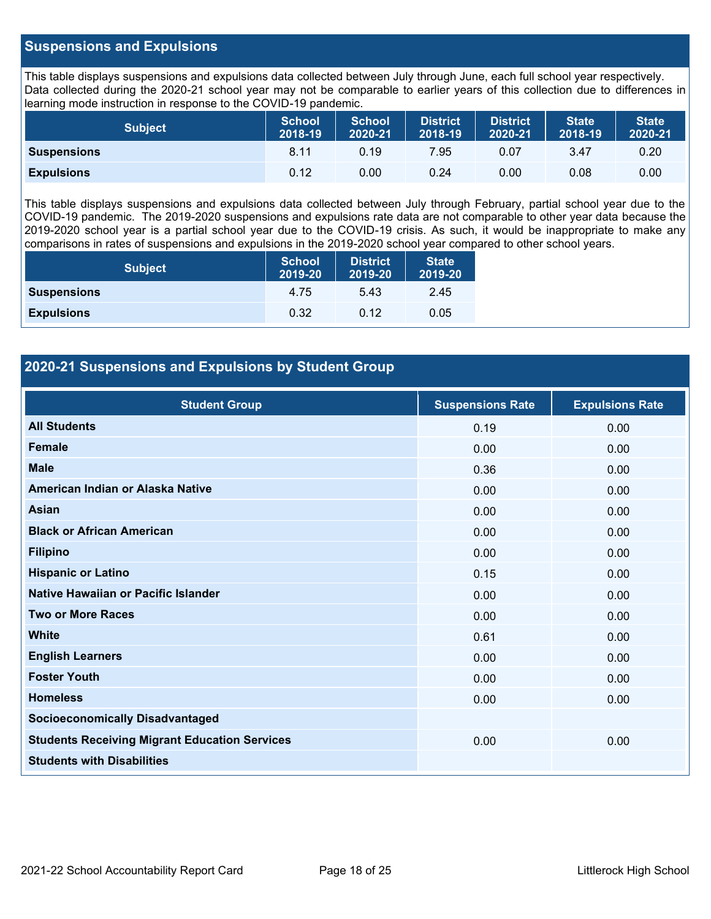## Suspensions and Expulsions

This table displays suspensions and expulsions data collected between July through June, each full school year respectively. Data collected during the 2020-21 school year may not be comparable to earlier years of this collection due to differences in learning mode instruction in response to the COVID-19 pandemic.

| Subject | School 2018-19 | School 2020-21 | District 2018-19 | District 2020-21 | State 2018-19 | State 2020-21 |
|---|---|---|---|---|---|---|
| **Suspensions** | 8.11 | 0.19 | 7.95 | 0.07 | 3.47 | 0.20 |
| **Expulsions** | 0.12 | 0.00 | 0.24 | 0.00 | 0.08 | 0.00 |

This table displays suspensions and expulsions data collected between July through February, partial school year due to the COVID-19 pandemic. The 2019-2020 suspensions and expulsions rate data are not comparable to other year data because the 2019-2020 school year is a partial school year due to the COVID-19 crisis. As such, it would be inappropriate to make any comparisons in rates of suspensions and expulsions in the 2019-2020 school year compared to other school years.

| Subject | School 2019-20 | District 2019-20 | State 2019-20 |
|---|---|---|---|
| **Suspensions** | 4.75 | 5.43 | 2.45 |
| **Expulsions** | 0.32 | 0.12 | 0.05 |

## 2020-21 Suspensions and Expulsions by Student Group

| Student Group | Suspensions Rate | Expulsions Rate |
|---|---|---|
| **All Students** | 0.19 | 0.00 |
| **Female** | 0.00 | 0.00 |
| **Male** | 0.36 | 0.00 |
| **American Indian or Alaska Native** | 0.00 | 0.00 |
| **Asian** | 0.00 | 0.00 |
| **Black or African American** | 0.00 | 0.00 |
| **Filipino** | 0.00 | 0.00 |
| **Hispanic or Latino** | 0.15 | 0.00 |
| **Native Hawaiian or Pacific Islander** | 0.00 | 0.00 |
| **Two or More Races** | 0.00 | 0.00 |
| **White** | 0.61 | 0.00 |
| **English Learners** | 0.00 | 0.00 |
| **Foster Youth** | 0.00 | 0.00 |
| **Homeless** | 0.00 | 0.00 |
| **Socioeconomically Disadvantaged** | | |
| **Students Receiving Migrant Education Services** | 0.00 | 0.00 |
| **Students with Disabilities** | | |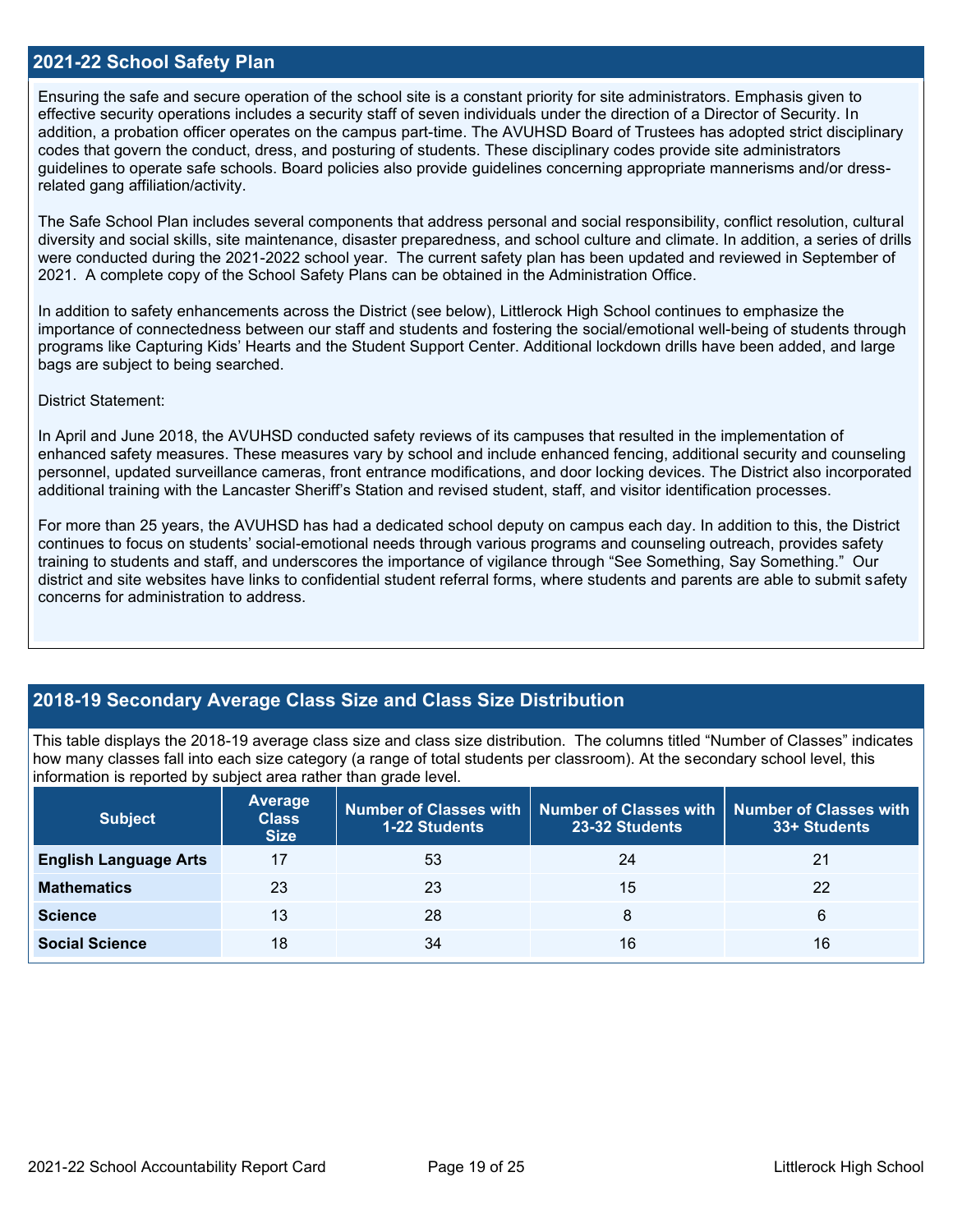## 2021-22 School Safety Plan

Ensuring the safe and secure operation of the school site is a constant priority for site administrators. Emphasis given to effective security operations includes a security staff of seven individuals under the direction of a Director of Security. In addition, a probation officer operates on the campus part-time. The AVUHSD Board of Trustees has adopted strict disciplinary codes that govern the conduct, dress, and posturing of students. These disciplinary codes provide site administrators guidelines to operate safe schools. Board policies also provide guidelines concerning appropriate mannerisms and/or dress-related gang affiliation/activity.

The Safe School Plan includes several components that address personal and social responsibility, conflict resolution, cultural diversity and social skills, site maintenance, disaster preparedness, and school culture and climate. In addition, a series of drills were conducted during the 2021-2022 school year. The current safety plan has been updated and reviewed in September of 2021. A complete copy of the School Safety Plans can be obtained in the Administration Office.

In addition to safety enhancements across the District (see below), Littlerock High School continues to emphasize the importance of connectedness between our staff and students and fostering the social/emotional well-being of students through programs like Capturing Kids' Hearts and the Student Support Center. Additional lockdown drills have been added, and large bags are subject to being searched.

District Statement:

In April and June 2018, the AVUHSD conducted safety reviews of its campuses that resulted in the implementation of enhanced safety measures. These measures vary by school and include enhanced fencing, additional security and counseling personnel, updated surveillance cameras, front entrance modifications, and door locking devices. The District also incorporated additional training with the Lancaster Sheriff's Station and revised student, staff, and visitor identification processes.

For more than 25 years, the AVUHSD has had a dedicated school deputy on campus each day. In addition to this, the District continues to focus on students' social-emotional needs through various programs and counseling outreach, provides safety training to students and staff, and underscores the importance of vigilance through "See Something, Say Something." Our district and site websites have links to confidential student referral forms, where students and parents are able to submit safety concerns for administration to address.

## 2018-19 Secondary Average Class Size and Class Size Distribution

This table displays the 2018-19 average class size and class size distribution. The columns titled "Number of Classes" indicates how many classes fall into each size category (a range of total students per classroom). At the secondary school level, this information is reported by subject area rather than grade level.

| Subject | Average Class Size | Number of Classes with 1-22 Students | Number of Classes with 23-32 Students | Number of Classes with 33+ Students |
|---|---|---|---|---|
| **English Language Arts** | 17 | 53 | 24 | 21 |
| **Mathematics** | 23 | 23 | 15 | 22 |
| **Science** | 13 | 28 | 8 | 6 |
| **Social Science** | 18 | 34 | 16 | 16 |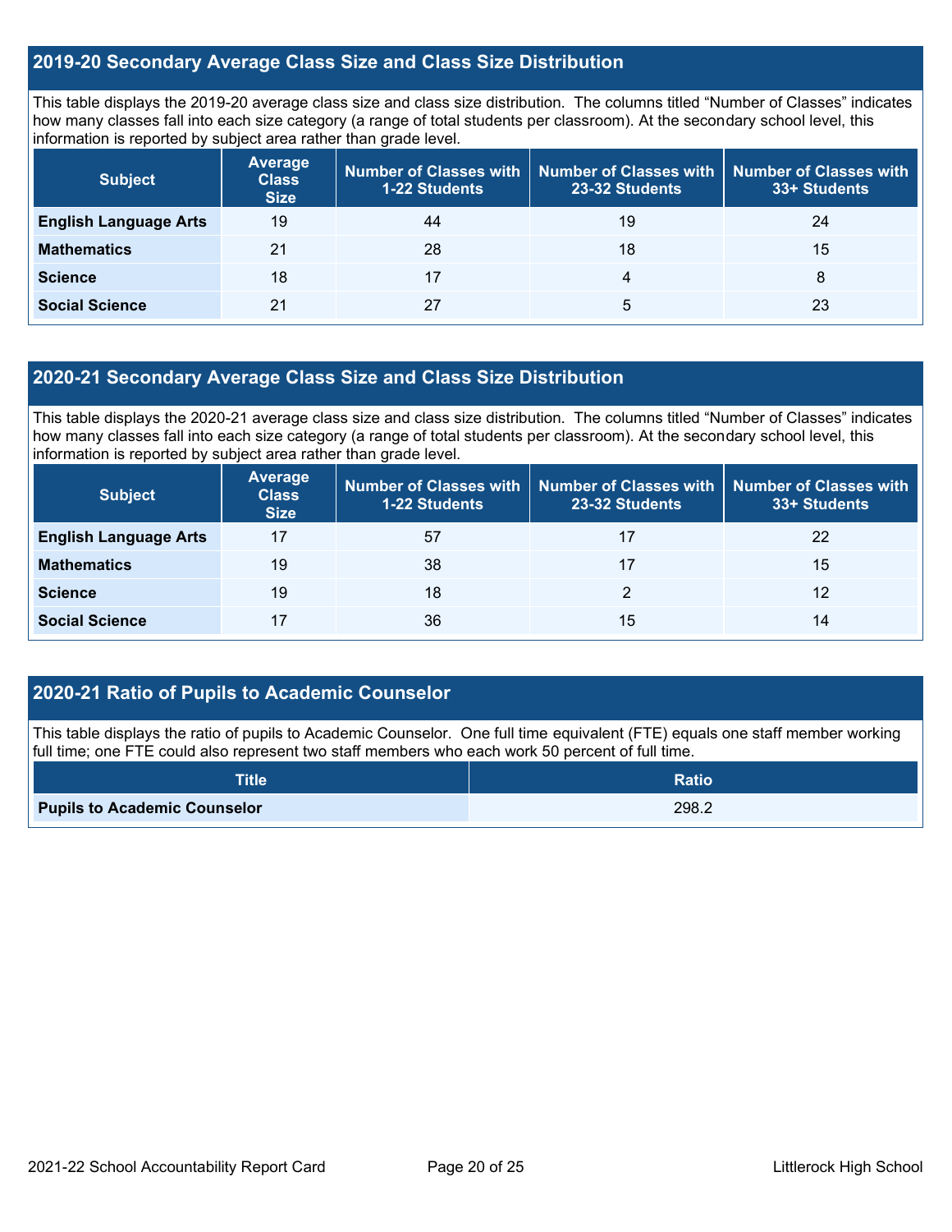## 2019-20 Secondary Average Class Size and Class Size Distribution

This table displays the 2019-20 average class size and class size distribution. The columns titled "Number of Classes" indicates how many classes fall into each size category (a range of total students per classroom). At the secondary school level, this information is reported by subject area rather than grade level.

| Subject | Average Class Size | Number of Classes with 1-22 Students | Number of Classes with 23-32 Students | Number of Classes with 33+ Students |
|---|---|---|---|---|
| **English Language Arts** | 19 | 44 | 19 | 24 |
| **Mathematics** | 21 | 28 | 18 | 15 |
| **Science** | 18 | 17 | 4 | 8 |
| **Social Science** | 21 | 27 | 5 | 23 |

## 2020-21 Secondary Average Class Size and Class Size Distribution

This table displays the 2020-21 average class size and class size distribution. The columns titled "Number of Classes" indicates how many classes fall into each size category (a range of total students per classroom). At the secondary school level, this information is reported by subject area rather than grade level.

| Subject | Average Class Size | Number of Classes with 1-22 Students | Number of Classes with 23-32 Students | Number of Classes with 33+ Students |
|---|---|---|---|---|
| **English Language Arts** | 17 | 57 | 17 | 22 |
| **Mathematics** | 19 | 38 | 17 | 15 |
| **Science** | 19 | 18 | 2 | 12 |
| **Social Science** | 17 | 36 | 15 | 14 |

## 2020-21 Ratio of Pupils to Academic Counselor

This table displays the ratio of pupils to Academic Counselor. One full time equivalent (FTE) equals one staff member working full time; one FTE could also represent two staff members who each work 50 percent of full time.

| Title | Ratio |
|---|---|
| **Pupils to Academic Counselor** | 298.2 |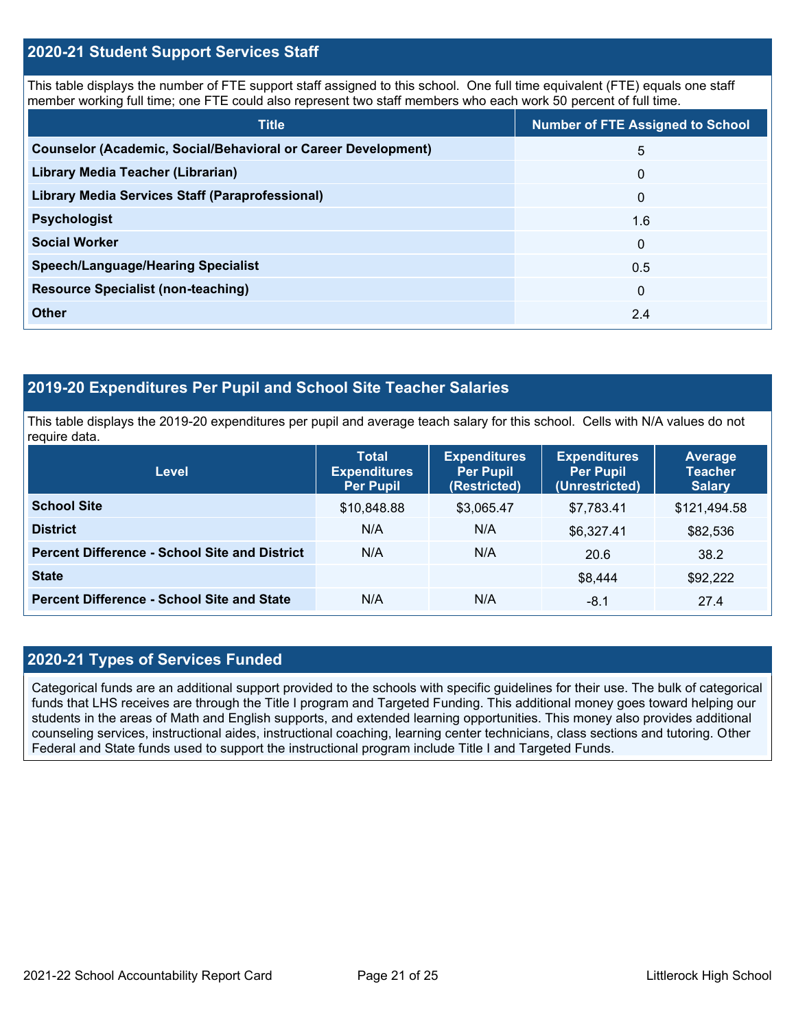## 2020-21 Student Support Services Staff

This table displays the number of FTE support staff assigned to this school. One full time equivalent (FTE) equals one staff member working full time; one FTE could also represent two staff members who each work 50 percent of full time.

| Title | Number of FTE Assigned to School |
|---|---|
| **Counselor (Academic, Social/Behavioral or Career Development)** | 5 |
| **Library Media Teacher (Librarian)** | 0 |
| **Library Media Services Staff (Paraprofessional)** | 0 |
| **Psychologist** | 1.6 |
| **Social Worker** | 0 |
| **Speech/Language/Hearing Specialist** | 0.5 |
| **Resource Specialist (non-teaching)** | 0 |
| **Other** | 2.4 |

## 2019-20 Expenditures Per Pupil and School Site Teacher Salaries

This table displays the 2019-20 expenditures per pupil and average teach salary for this school. Cells with N/A values do not require data.

| Level | Total Expenditures Per Pupil | Expenditures Per Pupil (Restricted) | Expenditures Per Pupil (Unrestricted) | Average Teacher Salary |
|---|---|---|---|---|
| **School Site** | $10,848.88 | $3,065.47 | $7,783.41 | $121,494.58 |
| **District** | N/A | N/A | $6,327.41 | $82,536 |
| **Percent Difference - School Site and District** | N/A | N/A | 20.6 | 38.2 |
| **State** | | | $8,444 | $92,222 |
| **Percent Difference - School Site and State** | N/A | N/A | -8.1 | 27.4 |

## 2020-21 Types of Services Funded

Categorical funds are an additional support provided to the schools with specific guidelines for their use. The bulk of categorical funds that LHS receives are through the Title I program and Targeted Funding. This additional money goes toward helping our students in the areas of Math and English supports, and extended learning opportunities. This money also provides additional counseling services, instructional aides, instructional coaching, learning center technicians, class sections and tutoring. Other Federal and State funds used to support the instructional program include Title I and Targeted Funds.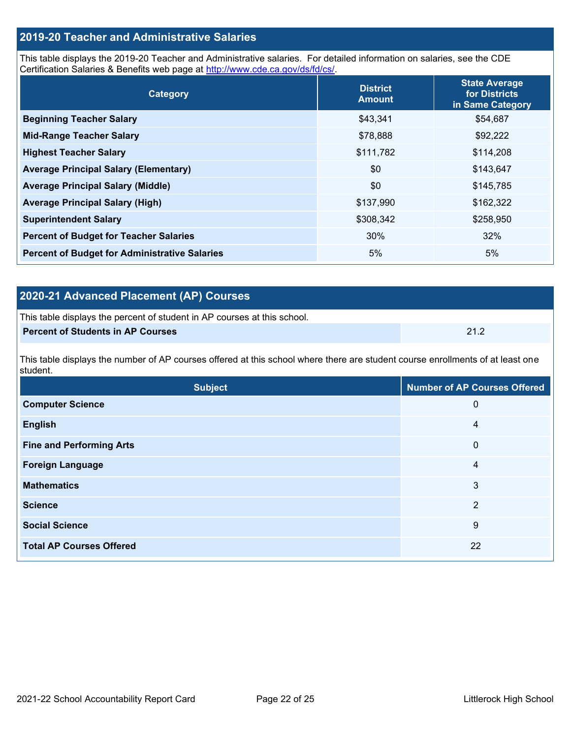## 2019-20 Teacher and Administrative Salaries

This table displays the 2019-20 Teacher and Administrative salaries. For detailed information on salaries, see the CDE Certification Salaries & Benefits web page at http://www.cde.ca.gov/ds/fd/cs/.

| Category | District Amount | State Average for Districts in Same Category |
|---|---|---|
| Beginning Teacher Salary | $43,341 | $54,687 |
| Mid-Range Teacher Salary | $78,888 | $92,222 |
| Highest Teacher Salary | $111,782 | $114,208 |
| Average Principal Salary (Elementary) | $0 | $143,647 |
| Average Principal Salary (Middle) | $0 | $145,785 |
| Average Principal Salary (High) | $137,990 | $162,322 |
| Superintendent Salary | $308,342 | $258,950 |
| Percent of Budget for Teacher Salaries | 30% | 32% |
| Percent of Budget for Administrative Salaries | 5% | 5% |

## 2020-21 Advanced Placement (AP) Courses

This table displays the percent of student in AP courses at this school.

| | |
|---|---|
| Percent of Students in AP Courses | 21.2 |

This table displays the number of AP courses offered at this school where there are student course enrollments of at least one student.

| Subject | Number of AP Courses Offered |
|---|---|
| Computer Science | 0 |
| English | 4 |
| Fine and Performing Arts | 0 |
| Foreign Language | 4 |
| Mathematics | 3 |
| Science | 2 |
| Social Science | 9 |
| Total AP Courses Offered | 22 |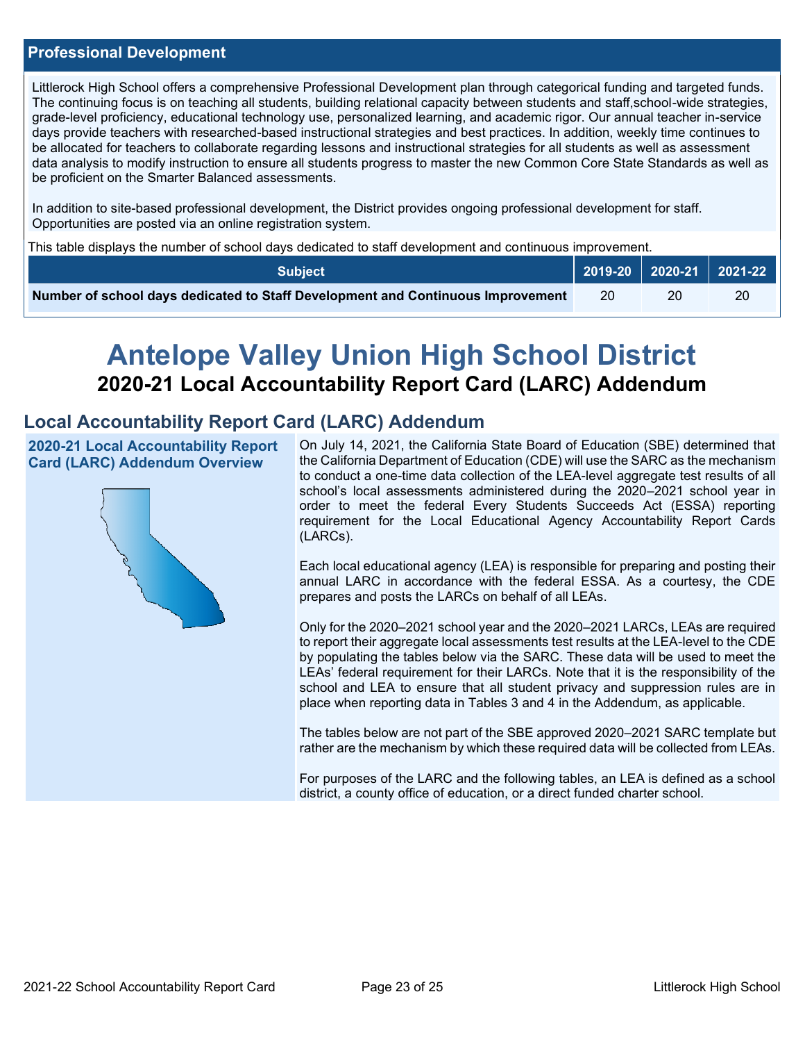## Professional Development

Littlerock High School offers a comprehensive Professional Development plan through categorical funding and targeted funds. The continuing focus is on teaching all students, building relational capacity between students and staff,school-wide strategies, grade-level proficiency, educational technology use, personalized learning, and academic rigor. Our annual teacher in-service days provide teachers with researched-based instructional strategies and best practices. In addition, weekly time continues to be allocated for teachers to collaborate regarding lessons and instructional strategies for all students as well as assessment data analysis to modify instruction to ensure all students progress to master the new Common Core State Standards as well as be proficient on the Smarter Balanced assessments.

In addition to site-based professional development, the District provides ongoing professional development for staff. Opportunities are posted via an online registration system.

This table displays the number of school days dedicated to staff development and continuous improvement.

| Subject | 2019-20 | 2020-21 | 2021-22 |
|---|---|---|---|
| Number of school days dedicated to Staff Development and Continuous Improvement | 20 | 20 | 20 |

# Antelope Valley Union High School District

## 2020-21 Local Accountability Report Card (LARC) Addendum

## Local Accountability Report Card (LARC) Addendum

### 2020-21 Local Accountability Report Card (LARC) Addendum Overview

On July 14, 2021, the California State Board of Education (SBE) determined that the California Department of Education (CDE) will use the SARC as the mechanism to conduct a one-time data collection of the LEA-level aggregate test results of all school's local assessments administered during the 2020–2021 school year in order to meet the federal Every Students Succeeds Act (ESSA) reporting requirement for the Local Educational Agency Accountability Report Cards (LARCs).

Each local educational agency (LEA) is responsible for preparing and posting their annual LARC in accordance with the federal ESSA. As a courtesy, the CDE prepares and posts the LARCs on behalf of all LEAs.

Only for the 2020–2021 school year and the 2020–2021 LARCs, LEAs are required to report their aggregate local assessments test results at the LEA-level to the CDE by populating the tables below via the SARC. These data will be used to meet the LEAs' federal requirement for their LARCs. Note that it is the responsibility of the school and LEA to ensure that all student privacy and suppression rules are in place when reporting data in Tables 3 and 4 in the Addendum, as applicable.

The tables below are not part of the SBE approved 2020–2021 SARC template but rather are the mechanism by which these required data will be collected from LEAs.

For purposes of the LARC and the following tables, an LEA is defined as a school district, a county office of education, or a direct funded charter school.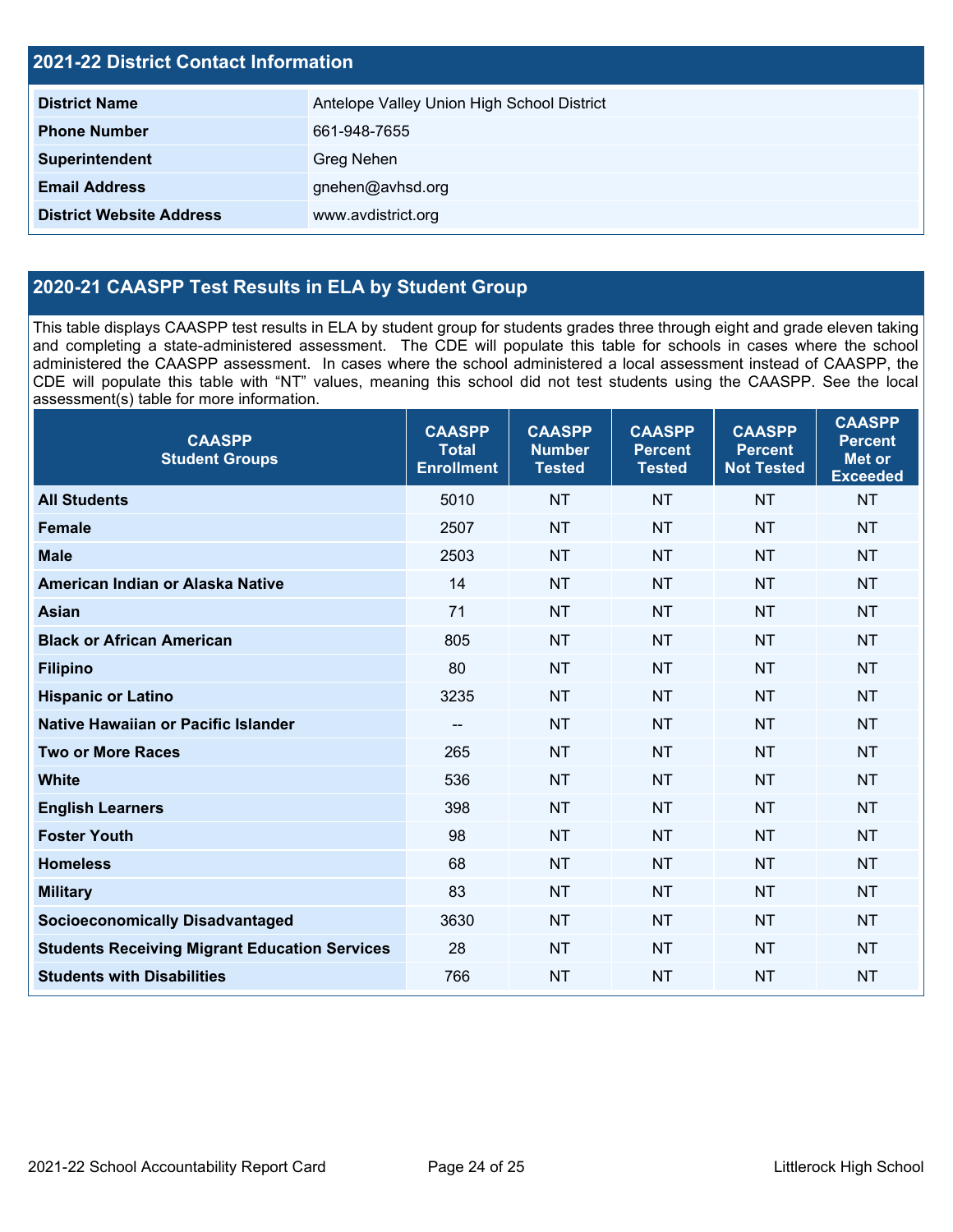## 2021-22 District Contact Information

| | |
|---|---|
| **District Name** | Antelope Valley Union High School District |
| **Phone Number** | 661-948-7655 |
| **Superintendent** | Greg Nehen |
| **Email Address** | gnehen@avhsd.org |
| **District Website Address** | www.avdistrict.org |

## 2020-21 CAASPP Test Results in ELA by Student Group

This table displays CAASPP test results in ELA by student group for students grades three through eight and grade eleven taking and completing a state-administered assessment. The CDE will populate this table for schools in cases where the school administered the CAASPP assessment. In cases where the school administered a local assessment instead of CAASPP, the CDE will populate this table with "NT" values, meaning this school did not test students using the CAASPP. See the local assessment(s) table for more information.

| CAASPP Student Groups | CAASPP Total Enrollment | CAASPP Number Tested | CAASPP Percent Tested | CAASPP Percent Not Tested | CAASPP Percent Met or Exceeded |
|---|---|---|---|---|---|
| **All Students** | 5010 | NT | NT | NT | NT |
| **Female** | 2507 | NT | NT | NT | NT |
| **Male** | 2503 | NT | NT | NT | NT |
| **American Indian or Alaska Native** | 14 | NT | NT | NT | NT |
| **Asian** | 71 | NT | NT | NT | NT |
| **Black or African American** | 805 | NT | NT | NT | NT |
| **Filipino** | 80 | NT | NT | NT | NT |
| **Hispanic or Latino** | 3235 | NT | NT | NT | NT |
| **Native Hawaiian or Pacific Islander** | -- | NT | NT | NT | NT |
| **Two or More Races** | 265 | NT | NT | NT | NT |
| **White** | 536 | NT | NT | NT | NT |
| **English Learners** | 398 | NT | NT | NT | NT |
| **Foster Youth** | 98 | NT | NT | NT | NT |
| **Homeless** | 68 | NT | NT | NT | NT |
| **Military** | 83 | NT | NT | NT | NT |
| **Socioeconomically Disadvantaged** | 3630 | NT | NT | NT | NT |
| **Students Receiving Migrant Education Services** | 28 | NT | NT | NT | NT |
| **Students with Disabilities** | 766 | NT | NT | NT | NT |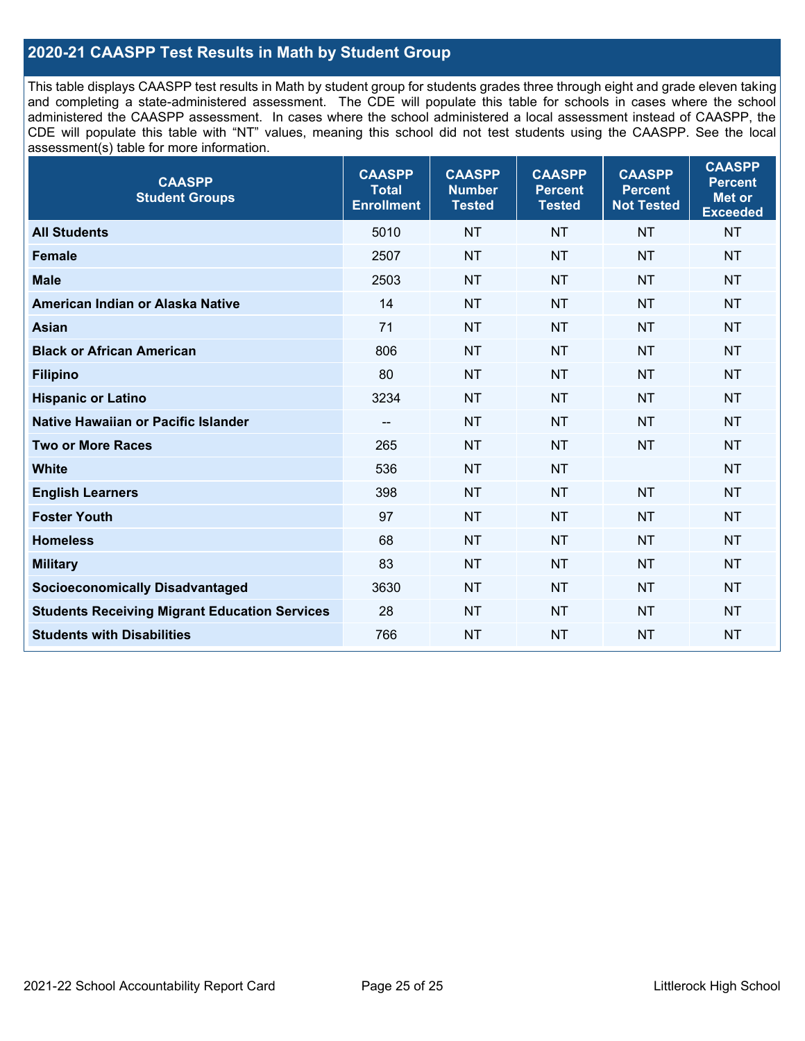## 2020-21 CAASPP Test Results in Math by Student Group

This table displays CAASPP test results in Math by student group for students grades three through eight and grade eleven taking and completing a state-administered assessment. The CDE will populate this table for schools in cases where the school administered the CAASPP assessment. In cases where the school administered a local assessment instead of CAASPP, the CDE will populate this table with "NT" values, meaning this school did not test students using the CAASPP. See the local assessment(s) table for more information.

| CAASPP Student Groups | CAASPP Total Enrollment | CAASPP Number Tested | CAASPP Percent Tested | CAASPP Percent Not Tested | CAASPP Percent Met or Exceeded |
|---|---|---|---|---|---|
| **All Students** | 5010 | NT | NT | NT | NT |
| **Female** | 2507 | NT | NT | NT | NT |
| **Male** | 2503 | NT | NT | NT | NT |
| **American Indian or Alaska Native** | 14 | NT | NT | NT | NT |
| **Asian** | 71 | NT | NT | NT | NT |
| **Black or African American** | 806 | NT | NT | NT | NT |
| **Filipino** | 80 | NT | NT | NT | NT |
| **Hispanic or Latino** | 3234 | NT | NT | NT | NT |
| **Native Hawaiian or Pacific Islander** | -- | NT | NT | NT | NT |
| **Two or More Races** | 265 | NT | NT | NT | NT |
| **White** | 536 | NT | NT | | NT |
| **English Learners** | 398 | NT | NT | NT | NT |
| **Foster Youth** | 97 | NT | NT | NT | NT |
| **Homeless** | 68 | NT | NT | NT | NT |
| **Military** | 83 | NT | NT | NT | NT |
| **Socioeconomically Disadvantaged** | 3630 | NT | NT | NT | NT |
| **Students Receiving Migrant Education Services** | 28 | NT | NT | NT | NT |
| **Students with Disabilities** | 766 | NT | NT | NT | NT |